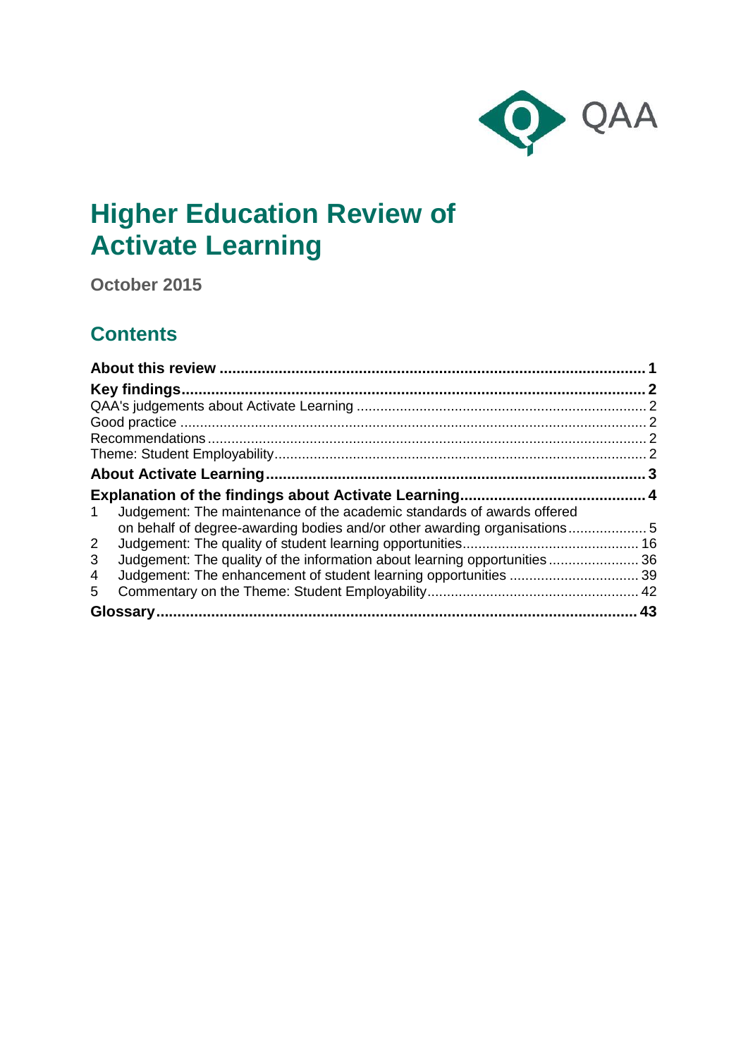QAA

# Higher Education Review of Activate Learning

**October 2015**

## Contents

**About this review** .................................................................................................... **1**

**Key findings**.............................................................................................................. **2**

QAA's judgements about Activate Learning ......................................................................... 2

Good practice ...................................................................................................................... 2

Recommendations ............................................................................................................... 2

Theme: Student Employability .............................................................................................. 2

**About Activate Learning** ........................................................................................... **3**

**Explanation of the findings about Activate Learning** ............................................. **4**

1 Judgement: The maintenance of the academic standards of awards offered on behalf of degree-awarding bodies and/or other awarding organisations .................... 5

2 Judgement: The quality of student learning opportunities ............................................ 16

3 Judgement: The quality of the information about learning opportunities ....................... 36

4 Judgement: The enhancement of student learning opportunities ................................. 39

5 Commentary on the Theme: Student Employability ...................................................... 42

**Glossary** .................................................................................................................. **43**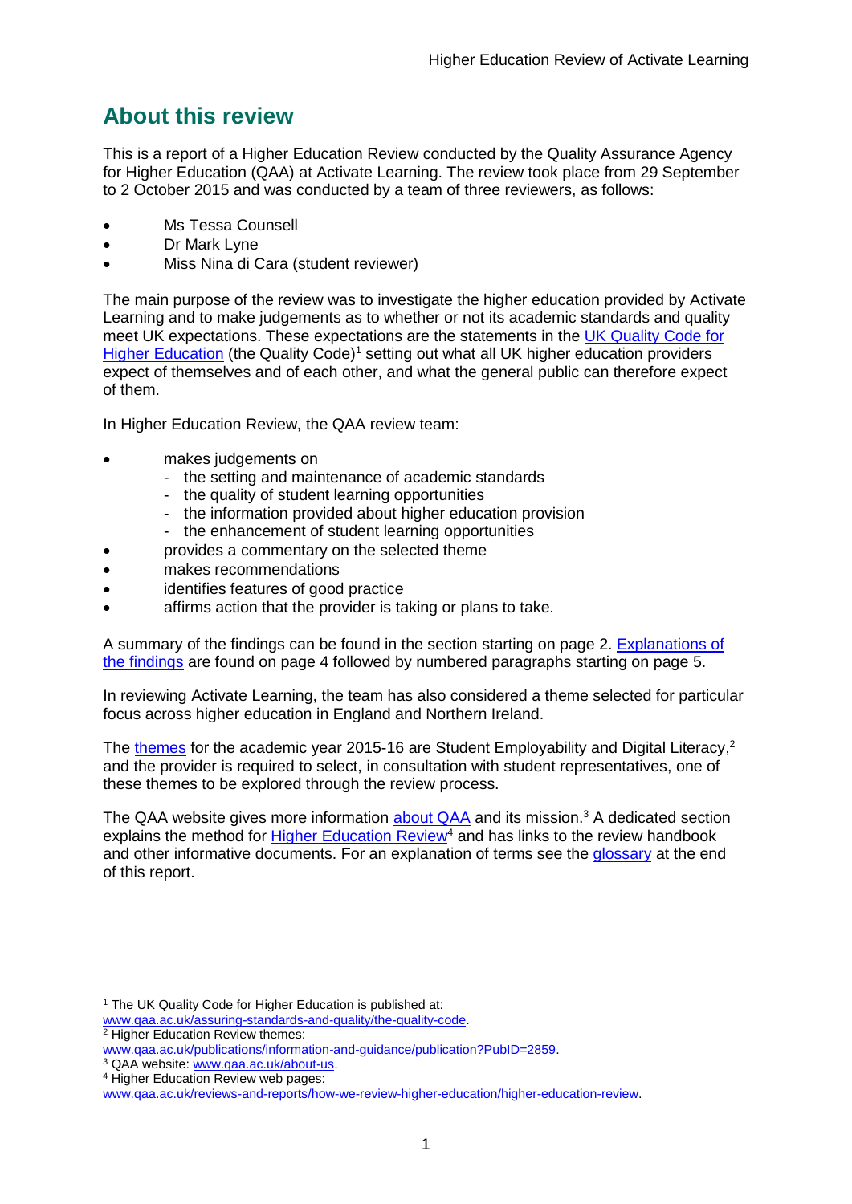## About this review

This is a report of a Higher Education Review conducted by the Quality Assurance Agency for Higher Education (QAA) at Activate Learning. The review took place from 29 September to 2 October 2015 and was conducted by a team of three reviewers, as follows:

- Ms Tessa Counsell
- Dr Mark Lyne
- Miss Nina di Cara (student reviewer)

The main purpose of the review was to investigate the higher education provided by Activate Learning and to make judgements as to whether or not its academic standards and quality meet UK expectations. These expectations are the statements in the UK Quality Code for Higher Education (the Quality Code)[1] setting out what all UK higher education providers expect of themselves and of each other, and what the general public can therefore expect of them.

In Higher Education Review, the QAA review team:

- makes judgements on
  - the setting and maintenance of academic standards
  - the quality of student learning opportunities
  - the information provided about higher education provision
  - the enhancement of student learning opportunities
- provides a commentary on the selected theme
- makes recommendations
- identifies features of good practice
- affirms action that the provider is taking or plans to take.

A summary of the findings can be found in the section starting on page 2. Explanations of the findings are found on page 4 followed by numbered paragraphs starting on page 5.

In reviewing Activate Learning, the team has also considered a theme selected for particular focus across higher education in England and Northern Ireland.

The themes for the academic year 2015-16 are Student Employability and Digital Literacy,[2] and the provider is required to select, in consultation with student representatives, one of these themes to be explored through the review process.

The QAA website gives more information about QAA and its mission.[3] A dedicated section explains the method for Higher Education Review[4] and has links to the review handbook and other informative documents. For an explanation of terms see the glossary at the end of this report.

---

[1] The UK Quality Code for Higher Education is published at: www.qaa.ac.uk/assuring-standards-and-quality/the-quality-code.

[2] Higher Education Review themes: www.qaa.ac.uk/publications/information-and-guidance/publication?PubID=2859.

[3] QAA website: www.qaa.ac.uk/about-us.

[4] Higher Education Review web pages: www.qaa.ac.uk/reviews-and-reports/how-we-review-higher-education/higher-education-review.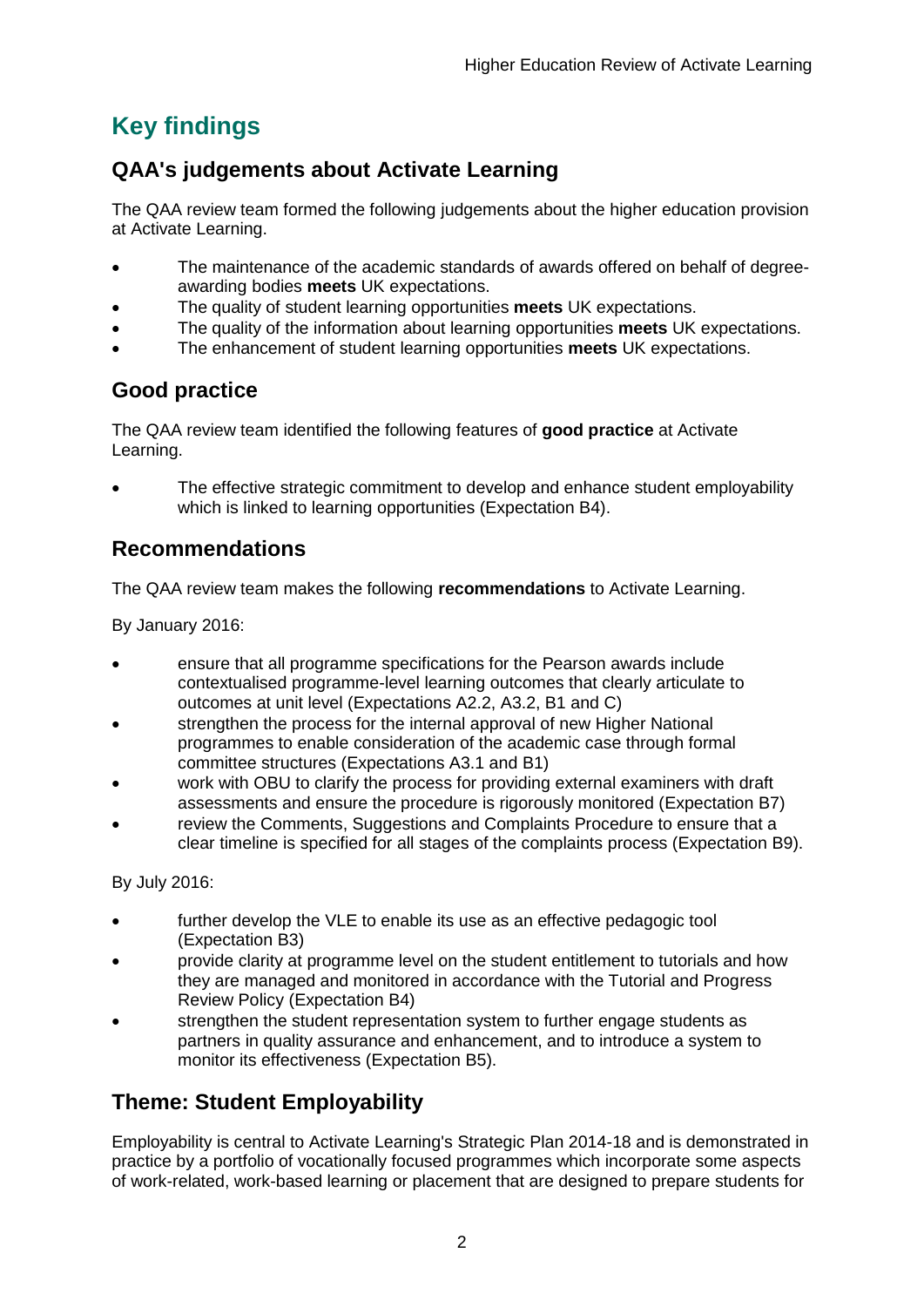# Key findings

## QAA's judgements about Activate Learning

The QAA review team formed the following judgements about the higher education provision at Activate Learning.

- The maintenance of the academic standards of awards offered on behalf of degree-awarding bodies **meets** UK expectations.
- The quality of student learning opportunities **meets** UK expectations.
- The quality of the information about learning opportunities **meets** UK expectations.
- The enhancement of student learning opportunities **meets** UK expectations.

## Good practice

The QAA review team identified the following features of **good practice** at Activate Learning.

- The effective strategic commitment to develop and enhance student employability which is linked to learning opportunities (Expectation B4).

## Recommendations

The QAA review team makes the following **recommendations** to Activate Learning.

By January 2016:

- ensure that all programme specifications for the Pearson awards include contextualised programme-level learning outcomes that clearly articulate to outcomes at unit level (Expectations A2.2, A3.2, B1 and C)
- strengthen the process for the internal approval of new Higher National programmes to enable consideration of the academic case through formal committee structures (Expectations A3.1 and B1)
- work with OBU to clarify the process for providing external examiners with draft assessments and ensure the procedure is rigorously monitored (Expectation B7)
- review the Comments, Suggestions and Complaints Procedure to ensure that a clear timeline is specified for all stages of the complaints process (Expectation B9).

By July 2016:

- further develop the VLE to enable its use as an effective pedagogic tool (Expectation B3)
- provide clarity at programme level on the student entitlement to tutorials and how they are managed and monitored in accordance with the Tutorial and Progress Review Policy (Expectation B4)
- strengthen the student representation system to further engage students as partners in quality assurance and enhancement, and to introduce a system to monitor its effectiveness (Expectation B5).

## Theme: Student Employability

Employability is central to Activate Learning's Strategic Plan 2014-18 and is demonstrated in practice by a portfolio of vocationally focused programmes which incorporate some aspects of work-related, work-based learning or placement that are designed to prepare students for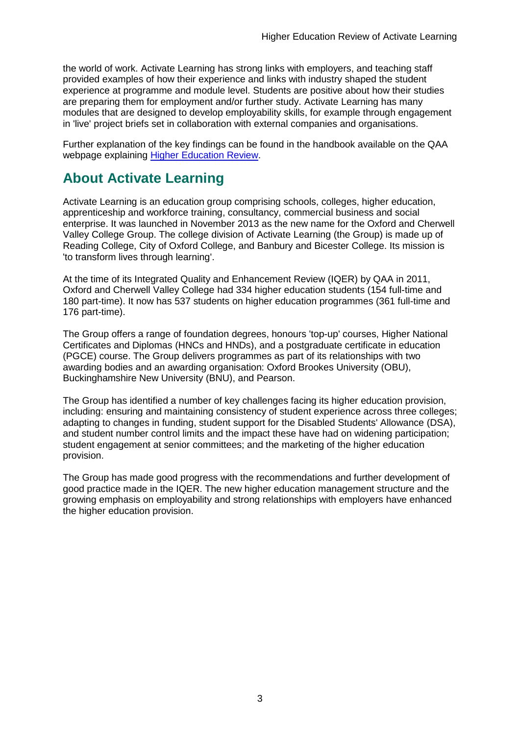the world of work. Activate Learning has strong links with employers, and teaching staff provided examples of how their experience and links with industry shaped the student experience at programme and module level. Students are positive about how their studies are preparing them for employment and/or further study. Activate Learning has many modules that are designed to develop employability skills, for example through engagement in 'live' project briefs set in collaboration with external companies and organisations.

Further explanation of the key findings can be found in the handbook available on the QAA webpage explaining [Higher Education Review](#).

## About Activate Learning

Activate Learning is an education group comprising schools, colleges, higher education, apprenticeship and workforce training, consultancy, commercial business and social enterprise. It was launched in November 2013 as the new name for the Oxford and Cherwell Valley College Group. The college division of Activate Learning (the Group) is made up of Reading College, City of Oxford College, and Banbury and Bicester College. Its mission is 'to transform lives through learning'.

At the time of its Integrated Quality and Enhancement Review (IQER) by QAA in 2011, Oxford and Cherwell Valley College had 334 higher education students (154 full-time and 180 part-time). It now has 537 students on higher education programmes (361 full-time and 176 part-time).

The Group offers a range of foundation degrees, honours 'top-up' courses, Higher National Certificates and Diplomas (HNCs and HNDs), and a postgraduate certificate in education (PGCE) course. The Group delivers programmes as part of its relationships with two awarding bodies and an awarding organisation: Oxford Brookes University (OBU), Buckinghamshire New University (BNU), and Pearson.

The Group has identified a number of key challenges facing its higher education provision, including: ensuring and maintaining consistency of student experience across three colleges; adapting to changes in funding, student support for the Disabled Students' Allowance (DSA), and student number control limits and the impact these have had on widening participation; student engagement at senior committees; and the marketing of the higher education provision.

The Group has made good progress with the recommendations and further development of good practice made in the IQER. The new higher education management structure and the growing emphasis on employability and strong relationships with employers have enhanced the higher education provision.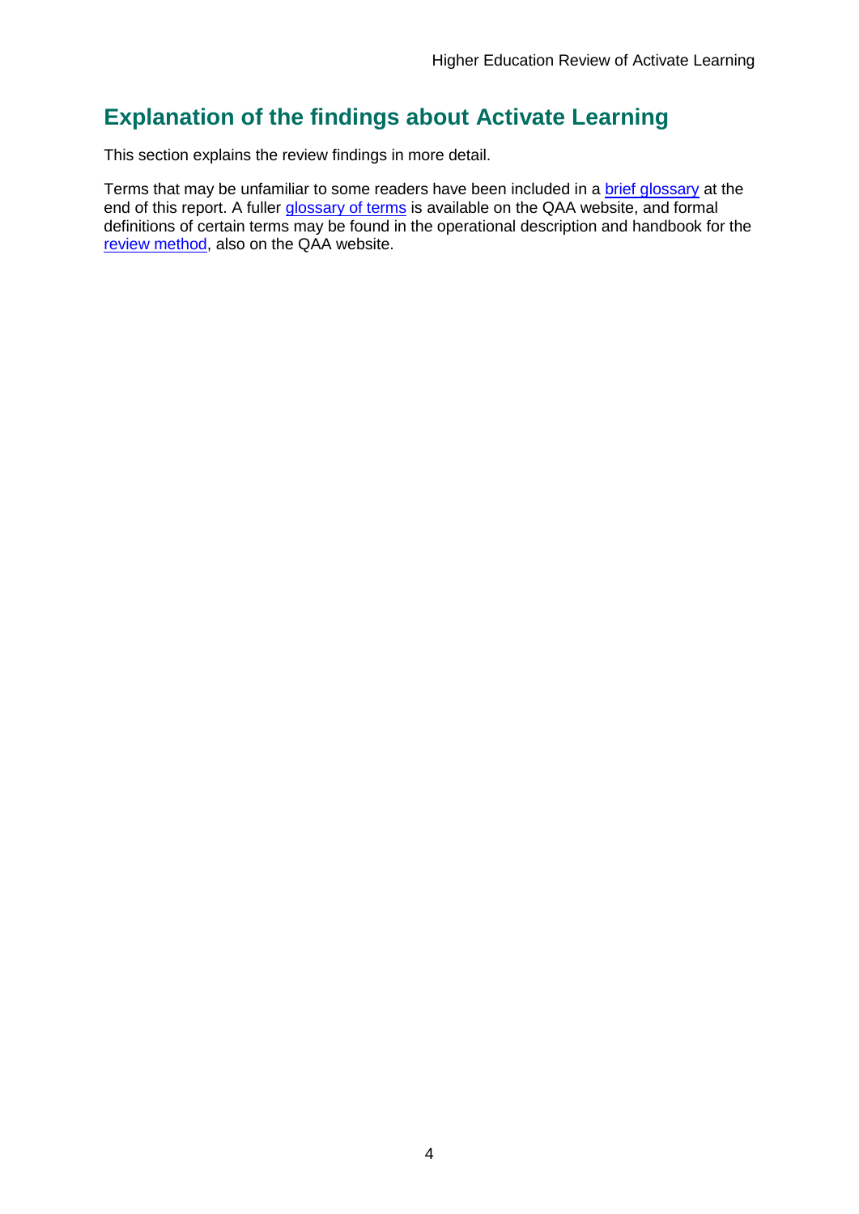## Explanation of the findings about Activate Learning

This section explains the review findings in more detail.

Terms that may be unfamiliar to some readers have been included in a brief glossary at the end of this report. A fuller glossary of terms is available on the QAA website, and formal definitions of certain terms may be found in the operational description and handbook for the review method, also on the QAA website.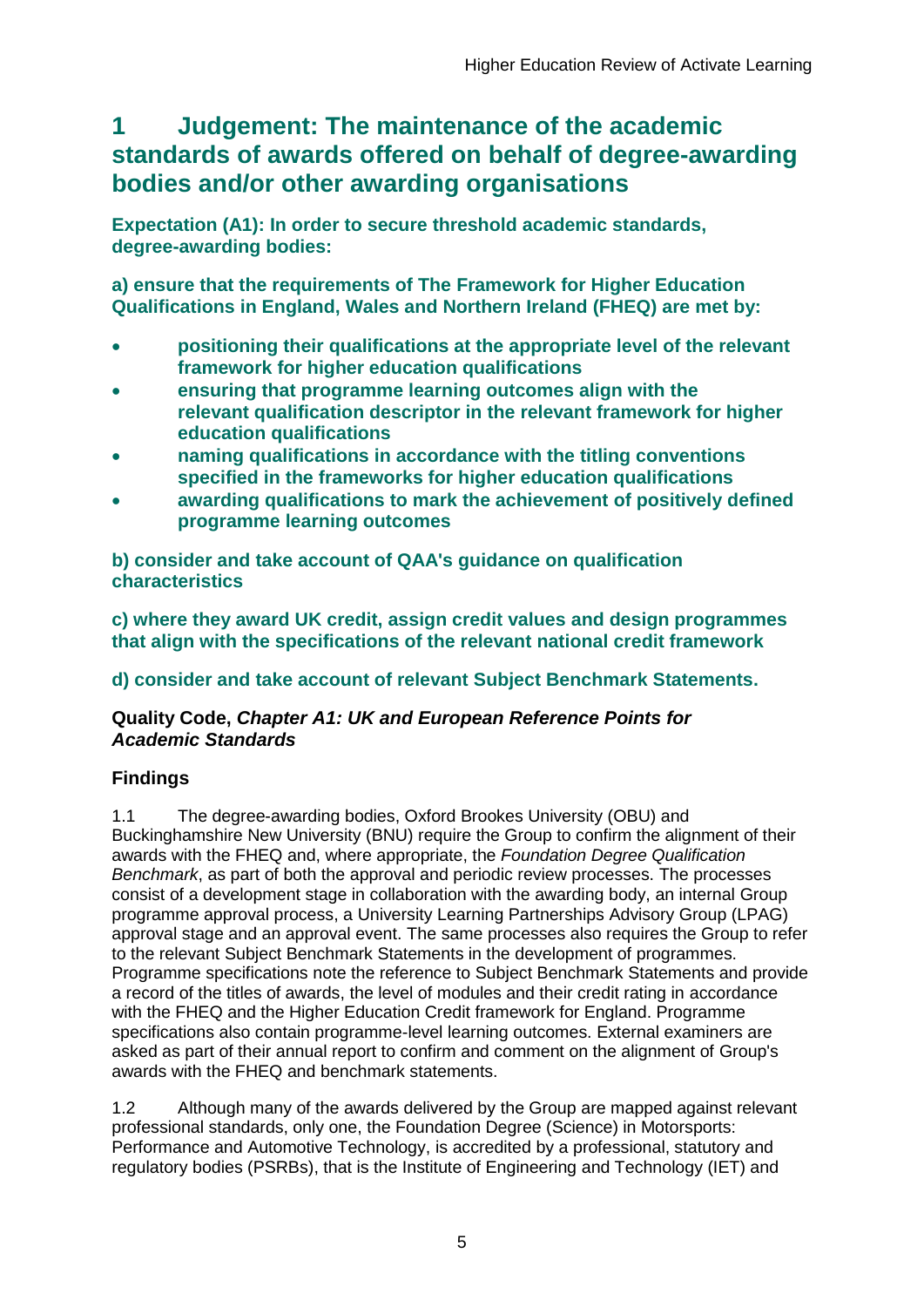## 1 Judgement: The maintenance of the academic standards of awards offered on behalf of degree-awarding bodies and/or other awarding organisations

**Expectation (A1): In order to secure threshold academic standards, degree-awarding bodies:**

**a) ensure that the requirements of The Framework for Higher Education Qualifications in England, Wales and Northern Ireland (FHEQ) are met by:**

- **positioning their qualifications at the appropriate level of the relevant framework for higher education qualifications**
- **ensuring that programme learning outcomes align with the relevant qualification descriptor in the relevant framework for higher education qualifications**
- **naming qualifications in accordance with the titling conventions specified in the frameworks for higher education qualifications**
- **awarding qualifications to mark the achievement of positively defined programme learning outcomes**

**b) consider and take account of QAA's guidance on qualification characteristics**

**c) where they award UK credit, assign credit values and design programmes that align with the specifications of the relevant national credit framework**

**d) consider and take account of relevant Subject Benchmark Statements.**

**Quality Code, *Chapter A1: UK and European Reference Points for Academic Standards***

### Findings

1.1 The degree-awarding bodies, Oxford Brookes University (OBU) and Buckinghamshire New University (BNU) require the Group to confirm the alignment of their awards with the FHEQ and, where appropriate, the *Foundation Degree Qualification Benchmark*, as part of both the approval and periodic review processes. The processes consist of a development stage in collaboration with the awarding body, an internal Group programme approval process, a University Learning Partnerships Advisory Group (LPAG) approval stage and an approval event. The same processes also requires the Group to refer to the relevant Subject Benchmark Statements in the development of programmes. Programme specifications note the reference to Subject Benchmark Statements and provide a record of the titles of awards, the level of modules and their credit rating in accordance with the FHEQ and the Higher Education Credit framework for England. Programme specifications also contain programme-level learning outcomes. External examiners are asked as part of their annual report to confirm and comment on the alignment of Group's awards with the FHEQ and benchmark statements.

1.2 Although many of the awards delivered by the Group are mapped against relevant professional standards, only one, the Foundation Degree (Science) in Motorsports: Performance and Automotive Technology, is accredited by a professional, statutory and regulatory bodies (PSRBs), that is the Institute of Engineering and Technology (IET) and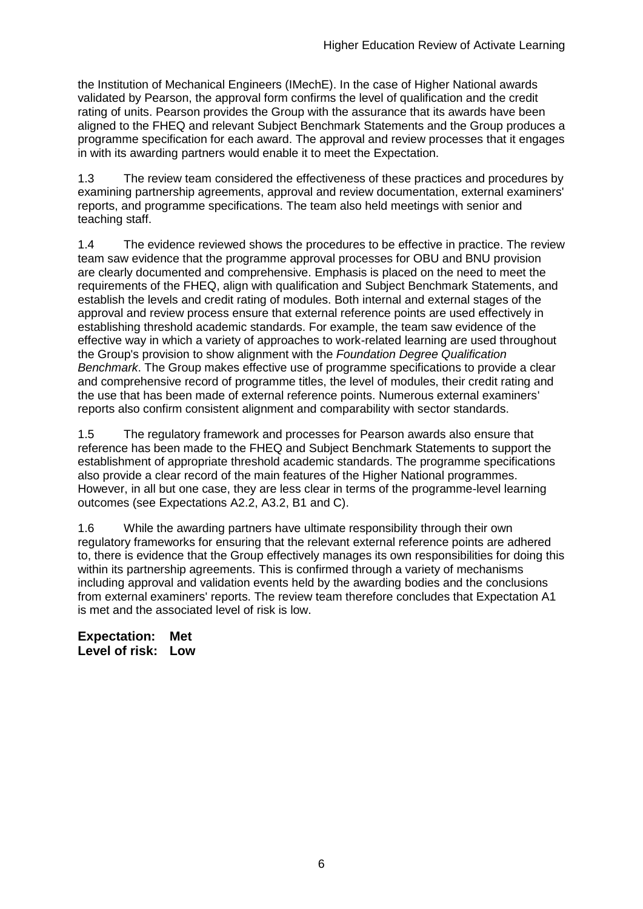the Institution of Mechanical Engineers (IMechE). In the case of Higher National awards validated by Pearson, the approval form confirms the level of qualification and the credit rating of units. Pearson provides the Group with the assurance that its awards have been aligned to the FHEQ and relevant Subject Benchmark Statements and the Group produces a programme specification for each award. The approval and review processes that it engages in with its awarding partners would enable it to meet the Expectation.

1.3 The review team considered the effectiveness of these practices and procedures by examining partnership agreements, approval and review documentation, external examiners' reports, and programme specifications. The team also held meetings with senior and teaching staff.

1.4 The evidence reviewed shows the procedures to be effective in practice. The review team saw evidence that the programme approval processes for OBU and BNU provision are clearly documented and comprehensive. Emphasis is placed on the need to meet the requirements of the FHEQ, align with qualification and Subject Benchmark Statements, and establish the levels and credit rating of modules. Both internal and external stages of the approval and review process ensure that external reference points are used effectively in establishing threshold academic standards. For example, the team saw evidence of the effective way in which a variety of approaches to work-related learning are used throughout the Group's provision to show alignment with the *Foundation Degree Qualification Benchmark*. The Group makes effective use of programme specifications to provide a clear and comprehensive record of programme titles, the level of modules, their credit rating and the use that has been made of external reference points. Numerous external examiners' reports also confirm consistent alignment and comparability with sector standards.

1.5 The regulatory framework and processes for Pearson awards also ensure that reference has been made to the FHEQ and Subject Benchmark Statements to support the establishment of appropriate threshold academic standards. The programme specifications also provide a clear record of the main features of the Higher National programmes. However, in all but one case, they are less clear in terms of the programme-level learning outcomes (see Expectations A2.2, A3.2, B1 and C).

1.6 While the awarding partners have ultimate responsibility through their own regulatory frameworks for ensuring that the relevant external reference points are adhered to, there is evidence that the Group effectively manages its own responsibilities for doing this within its partnership agreements. This is confirmed through a variety of mechanisms including approval and validation events held by the awarding bodies and the conclusions from external examiners' reports. The review team therefore concludes that Expectation A1 is met and the associated level of risk is low.

**Expectation: Met**
**Level of risk: Low**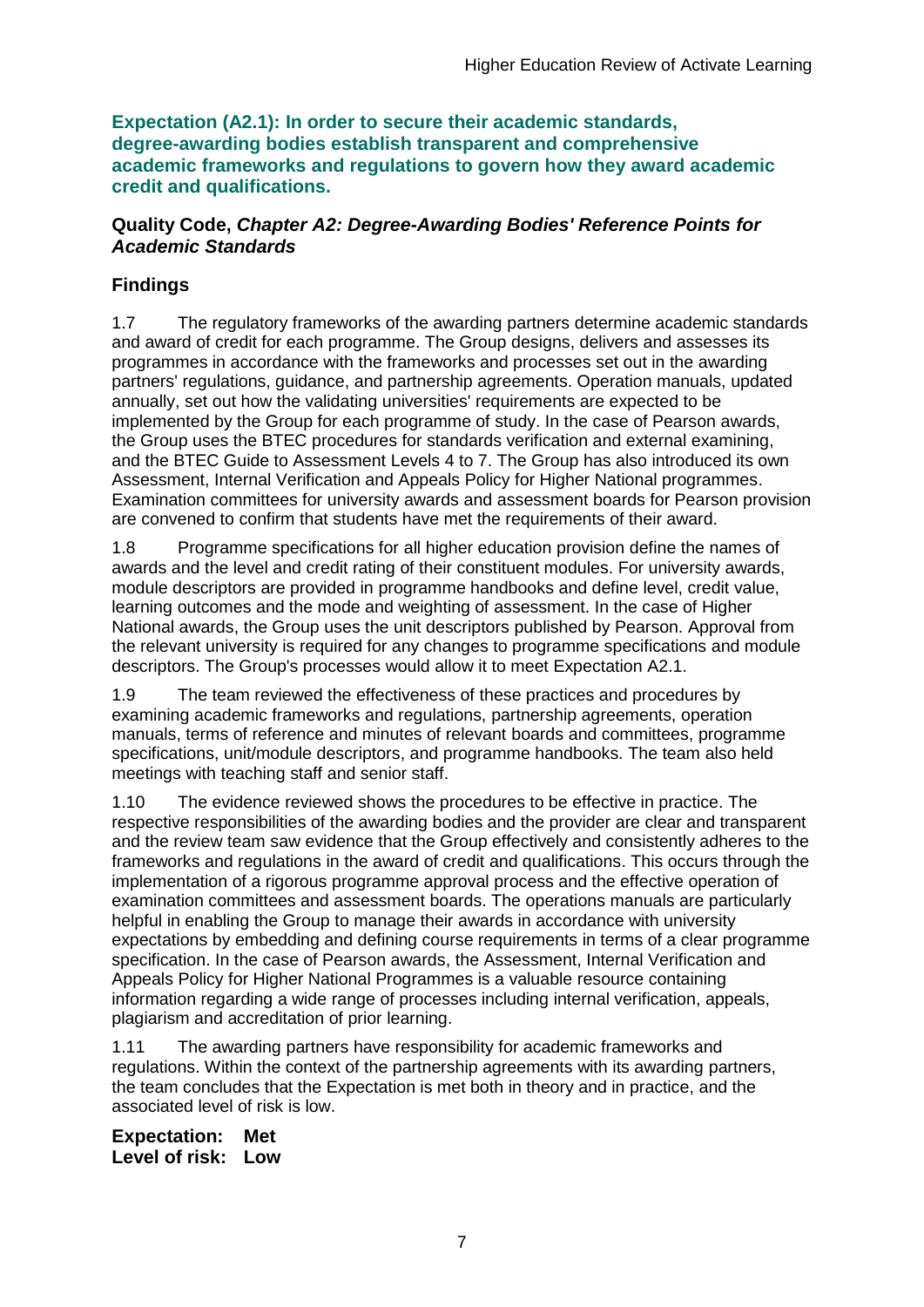**Expectation (A2.1): In order to secure their academic standards, degree-awarding bodies establish transparent and comprehensive academic frameworks and regulations to govern how they award academic credit and qualifications.**

**Quality Code, *Chapter A2: Degree-Awarding Bodies' Reference Points for Academic Standards***

## Findings

1.7 The regulatory frameworks of the awarding partners determine academic standards and award of credit for each programme. The Group designs, delivers and assesses its programmes in accordance with the frameworks and processes set out in the awarding partners' regulations, guidance, and partnership agreements. Operation manuals, updated annually, set out how the validating universities' requirements are expected to be implemented by the Group for each programme of study. In the case of Pearson awards, the Group uses the BTEC procedures for standards verification and external examining, and the BTEC Guide to Assessment Levels 4 to 7. The Group has also introduced its own Assessment, Internal Verification and Appeals Policy for Higher National programmes. Examination committees for university awards and assessment boards for Pearson provision are convened to confirm that students have met the requirements of their award.

1.8 Programme specifications for all higher education provision define the names of awards and the level and credit rating of their constituent modules. For university awards, module descriptors are provided in programme handbooks and define level, credit value, learning outcomes and the mode and weighting of assessment. In the case of Higher National awards, the Group uses the unit descriptors published by Pearson. Approval from the relevant university is required for any changes to programme specifications and module descriptors. The Group's processes would allow it to meet Expectation A2.1.

1.9 The team reviewed the effectiveness of these practices and procedures by examining academic frameworks and regulations, partnership agreements, operation manuals, terms of reference and minutes of relevant boards and committees, programme specifications, unit/module descriptors, and programme handbooks. The team also held meetings with teaching staff and senior staff.

1.10 The evidence reviewed shows the procedures to be effective in practice. The respective responsibilities of the awarding bodies and the provider are clear and transparent and the review team saw evidence that the Group effectively and consistently adheres to the frameworks and regulations in the award of credit and qualifications. This occurs through the implementation of a rigorous programme approval process and the effective operation of examination committees and assessment boards. The operations manuals are particularly helpful in enabling the Group to manage their awards in accordance with university expectations by embedding and defining course requirements in terms of a clear programme specification. In the case of Pearson awards, the Assessment, Internal Verification and Appeals Policy for Higher National Programmes is a valuable resource containing information regarding a wide range of processes including internal verification, appeals, plagiarism and accreditation of prior learning.

1.11 The awarding partners have responsibility for academic frameworks and regulations. Within the context of the partnership agreements with its awarding partners, the team concludes that the Expectation is met both in theory and in practice, and the associated level of risk is low.

**Expectation: Met**
**Level of risk: Low**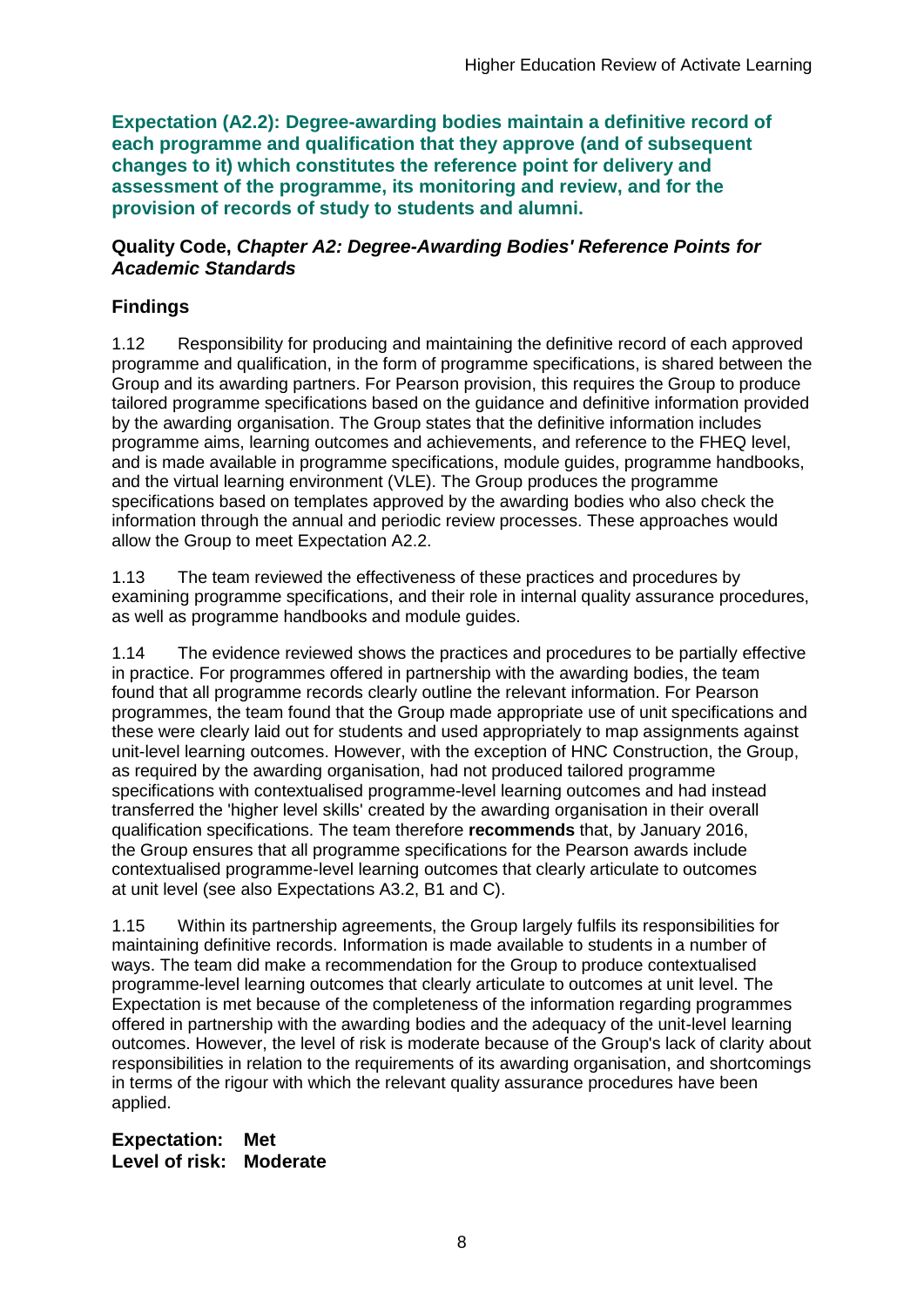**Expectation (A2.2): Degree-awarding bodies maintain a definitive record of each programme and qualification that they approve (and of subsequent changes to it) which constitutes the reference point for delivery and assessment of the programme, its monitoring and review, and for the provision of records of study to students and alumni.**

**Quality Code, *Chapter A2: Degree-Awarding Bodies' Reference Points for Academic Standards***

## Findings

1.12 Responsibility for producing and maintaining the definitive record of each approved programme and qualification, in the form of programme specifications, is shared between the Group and its awarding partners. For Pearson provision, this requires the Group to produce tailored programme specifications based on the guidance and definitive information provided by the awarding organisation. The Group states that the definitive information includes programme aims, learning outcomes and achievements, and reference to the FHEQ level, and is made available in programme specifications, module guides, programme handbooks, and the virtual learning environment (VLE). The Group produces the programme specifications based on templates approved by the awarding bodies who also check the information through the annual and periodic review processes. These approaches would allow the Group to meet Expectation A2.2.

1.13 The team reviewed the effectiveness of these practices and procedures by examining programme specifications, and their role in internal quality assurance procedures, as well as programme handbooks and module guides.

1.14 The evidence reviewed shows the practices and procedures to be partially effective in practice. For programmes offered in partnership with the awarding bodies, the team found that all programme records clearly outline the relevant information. For Pearson programmes, the team found that the Group made appropriate use of unit specifications and these were clearly laid out for students and used appropriately to map assignments against unit-level learning outcomes. However, with the exception of HNC Construction, the Group, as required by the awarding organisation, had not produced tailored programme specifications with contextualised programme-level learning outcomes and had instead transferred the 'higher level skills' created by the awarding organisation in their overall qualification specifications. The team therefore **recommends** that, by January 2016, the Group ensures that all programme specifications for the Pearson awards include contextualised programme-level learning outcomes that clearly articulate to outcomes at unit level (see also Expectations A3.2, B1 and C).

1.15 Within its partnership agreements, the Group largely fulfils its responsibilities for maintaining definitive records. Information is made available to students in a number of ways. The team did make a recommendation for the Group to produce contextualised programme-level learning outcomes that clearly articulate to outcomes at unit level. The Expectation is met because of the completeness of the information regarding programmes offered in partnership with the awarding bodies and the adequacy of the unit-level learning outcomes. However, the level of risk is moderate because of the Group's lack of clarity about responsibilities in relation to the requirements of its awarding organisation, and shortcomings in terms of the rigour with which the relevant quality assurance procedures have been applied.

**Expectation: Met**
**Level of risk: Moderate**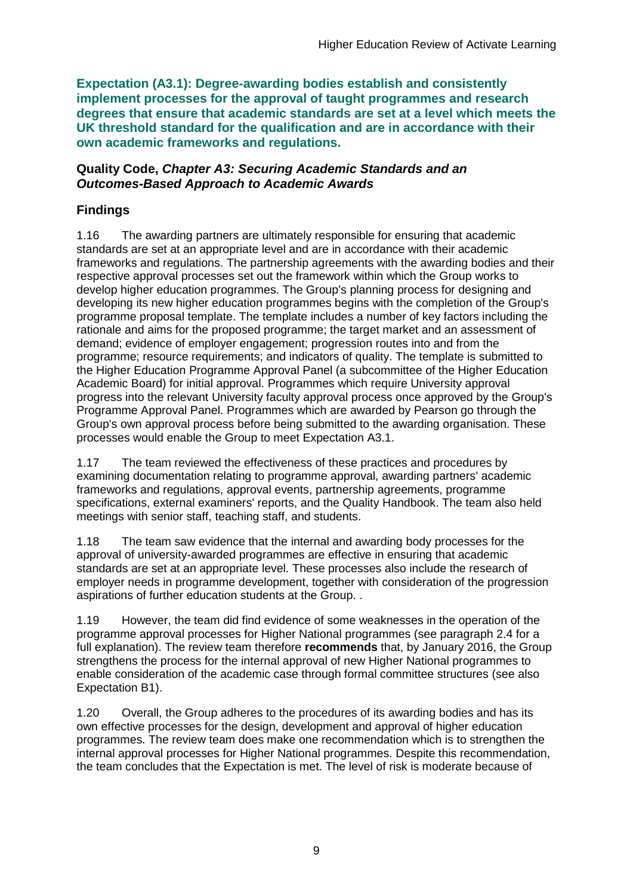**Expectation (A3.1): Degree-awarding bodies establish and consistently implement processes for the approval of taught programmes and research degrees that ensure that academic standards are set at a level which meets the UK threshold standard for the qualification and are in accordance with their own academic frameworks and regulations.**

**Quality Code, *Chapter A3: Securing Academic Standards and an Outcomes-Based Approach to Academic Awards***

## Findings

1.16 The awarding partners are ultimately responsible for ensuring that academic standards are set at an appropriate level and are in accordance with their academic frameworks and regulations. The partnership agreements with the awarding bodies and their respective approval processes set out the framework within which the Group works to develop higher education programmes. The Group's planning process for designing and developing its new higher education programmes begins with the completion of the Group's programme proposal template. The template includes a number of key factors including the rationale and aims for the proposed programme; the target market and an assessment of demand; evidence of employer engagement; progression routes into and from the programme; resource requirements; and indicators of quality. The template is submitted to the Higher Education Programme Approval Panel (a subcommittee of the Higher Education Academic Board) for initial approval. Programmes which require University approval progress into the relevant University faculty approval process once approved by the Group's Programme Approval Panel. Programmes which are awarded by Pearson go through the Group's own approval process before being submitted to the awarding organisation. These processes would enable the Group to meet Expectation A3.1.

1.17 The team reviewed the effectiveness of these practices and procedures by examining documentation relating to programme approval, awarding partners' academic frameworks and regulations, approval events, partnership agreements, programme specifications, external examiners' reports, and the Quality Handbook. The team also held meetings with senior staff, teaching staff, and students.

1.18 The team saw evidence that the internal and awarding body processes for the approval of university-awarded programmes are effective in ensuring that academic standards are set at an appropriate level. These processes also include the research of employer needs in programme development, together with consideration of the progression aspirations of further education students at the Group. .

1.19 However, the team did find evidence of some weaknesses in the operation of the programme approval processes for Higher National programmes (see paragraph 2.4 for a full explanation). The review team therefore **recommends** that, by January 2016, the Group strengthens the process for the internal approval of new Higher National programmes to enable consideration of the academic case through formal committee structures (see also Expectation B1).

1.20 Overall, the Group adheres to the procedures of its awarding bodies and has its own effective processes for the design, development and approval of higher education programmes. The review team does make one recommendation which is to strengthen the internal approval processes for Higher National programmes. Despite this recommendation, the team concludes that the Expectation is met. The level of risk is moderate because of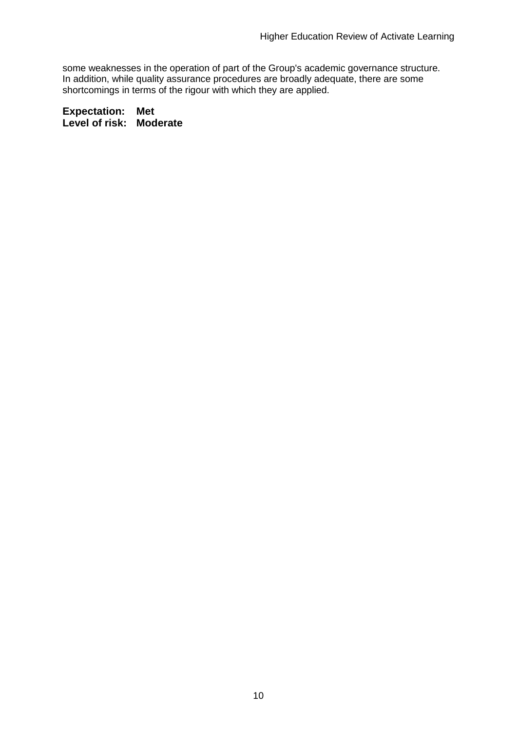some weaknesses in the operation of part of the Group's academic governance structure. In addition, while quality assurance procedures are broadly adequate, there are some shortcomings in terms of the rigour with which they are applied.

**Expectation: Met**
**Level of risk: Moderate**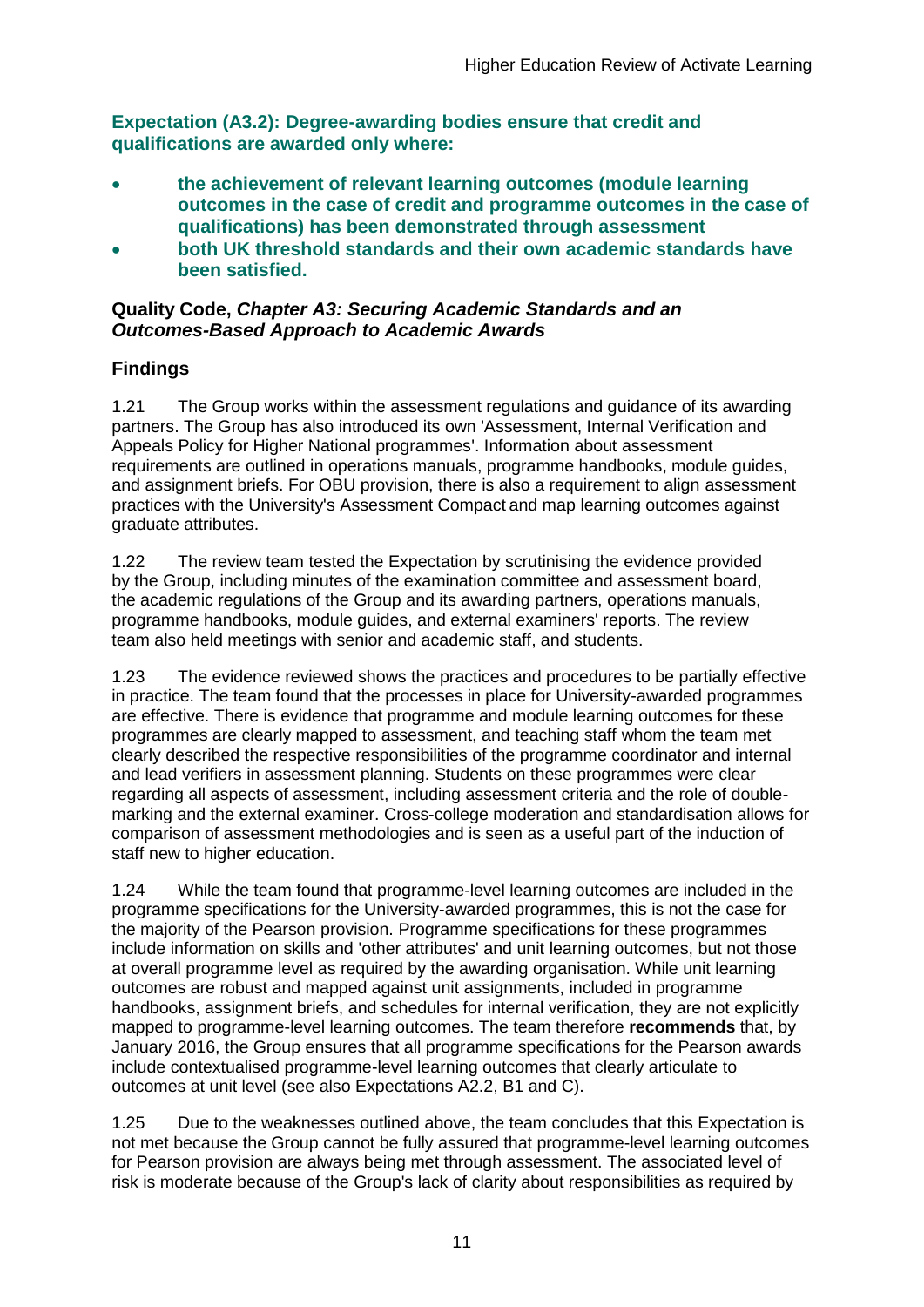**Expectation (A3.2): Degree-awarding bodies ensure that credit and qualifications are awarded only where:**

- **the achievement of relevant learning outcomes (module learning outcomes in the case of credit and programme outcomes in the case of qualifications) has been demonstrated through assessment**
- **both UK threshold standards and their own academic standards have been satisfied.**

**Quality Code, *Chapter A3: Securing Academic Standards and an Outcomes-Based Approach to Academic Awards***

## Findings

1.21 The Group works within the assessment regulations and guidance of its awarding partners. The Group has also introduced its own 'Assessment, Internal Verification and Appeals Policy for Higher National programmes'. Information about assessment requirements are outlined in operations manuals, programme handbooks, module guides, and assignment briefs. For OBU provision, there is also a requirement to align assessment practices with the University's Assessment Compact and map learning outcomes against graduate attributes.

1.22 The review team tested the Expectation by scrutinising the evidence provided by the Group, including minutes of the examination committee and assessment board, the academic regulations of the Group and its awarding partners, operations manuals, programme handbooks, module guides, and external examiners' reports. The review team also held meetings with senior and academic staff, and students.

1.23 The evidence reviewed shows the practices and procedures to be partially effective in practice. The team found that the processes in place for University-awarded programmes are effective. There is evidence that programme and module learning outcomes for these programmes are clearly mapped to assessment, and teaching staff whom the team met clearly described the respective responsibilities of the programme coordinator and internal and lead verifiers in assessment planning. Students on these programmes were clear regarding all aspects of assessment, including assessment criteria and the role of double-marking and the external examiner. Cross-college moderation and standardisation allows for comparison of assessment methodologies and is seen as a useful part of the induction of staff new to higher education.

1.24 While the team found that programme-level learning outcomes are included in the programme specifications for the University-awarded programmes, this is not the case for the majority of the Pearson provision. Programme specifications for these programmes include information on skills and 'other attributes' and unit learning outcomes, but not those at overall programme level as required by the awarding organisation. While unit learning outcomes are robust and mapped against unit assignments, included in programme handbooks, assignment briefs, and schedules for internal verification, they are not explicitly mapped to programme-level learning outcomes. The team therefore **recommends** that, by January 2016, the Group ensures that all programme specifications for the Pearson awards include contextualised programme-level learning outcomes that clearly articulate to outcomes at unit level (see also Expectations A2.2, B1 and C).

1.25 Due to the weaknesses outlined above, the team concludes that this Expectation is not met because the Group cannot be fully assured that programme-level learning outcomes for Pearson provision are always being met through assessment. The associated level of risk is moderate because of the Group's lack of clarity about responsibilities as required by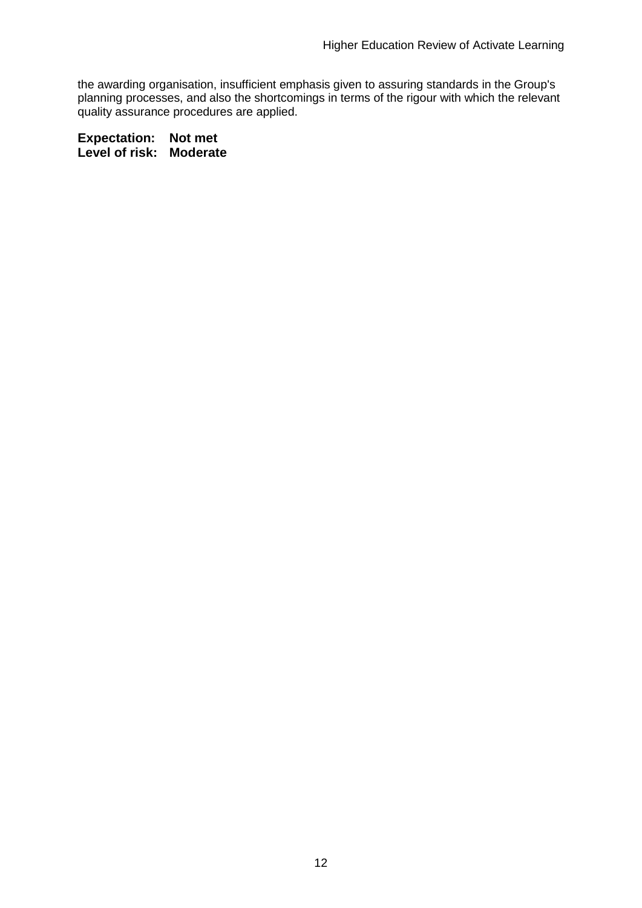the awarding organisation, insufficient emphasis given to assuring standards in the Group's planning processes, and also the shortcomings in terms of the rigour with which the relevant quality assurance procedures are applied.

**Expectation: Not met**
**Level of risk: Moderate**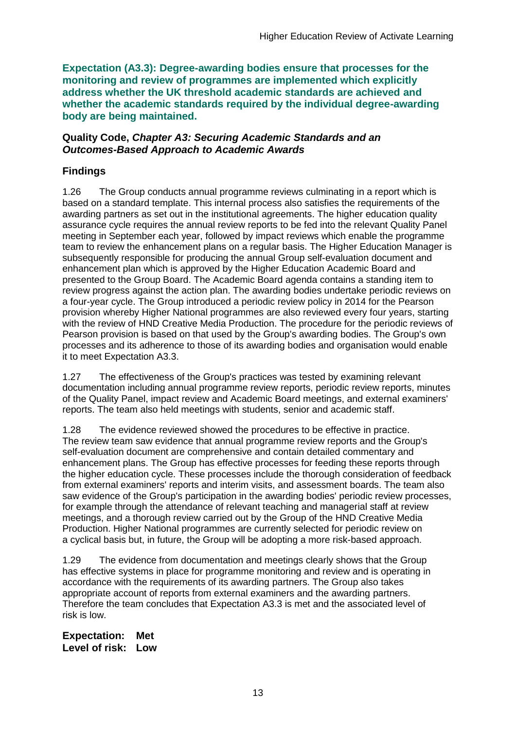**Expectation (A3.3): Degree-awarding bodies ensure that processes for the monitoring and review of programmes are implemented which explicitly address whether the UK threshold academic standards are achieved and whether the academic standards required by the individual degree-awarding body are being maintained.**

**Quality Code, *Chapter A3: Securing Academic Standards and an Outcomes-Based Approach to Academic Awards***

## Findings

1.26 The Group conducts annual programme reviews culminating in a report which is based on a standard template. This internal process also satisfies the requirements of the awarding partners as set out in the institutional agreements. The higher education quality assurance cycle requires the annual review reports to be fed into the relevant Quality Panel meeting in September each year, followed by impact reviews which enable the programme team to review the enhancement plans on a regular basis. The Higher Education Manager is subsequently responsible for producing the annual Group self-evaluation document and enhancement plan which is approved by the Higher Education Academic Board and presented to the Group Board. The Academic Board agenda contains a standing item to review progress against the action plan. The awarding bodies undertake periodic reviews on a four-year cycle. The Group introduced a periodic review policy in 2014 for the Pearson provision whereby Higher National programmes are also reviewed every four years, starting with the review of HND Creative Media Production. The procedure for the periodic reviews of Pearson provision is based on that used by the Group's awarding bodies. The Group's own processes and its adherence to those of its awarding bodies and organisation would enable it to meet Expectation A3.3.

1.27 The effectiveness of the Group's practices was tested by examining relevant documentation including annual programme review reports, periodic review reports, minutes of the Quality Panel, impact review and Academic Board meetings, and external examiners' reports. The team also held meetings with students, senior and academic staff.

1.28 The evidence reviewed showed the procedures to be effective in practice. The review team saw evidence that annual programme review reports and the Group's self-evaluation document are comprehensive and contain detailed commentary and enhancement plans. The Group has effective processes for feeding these reports through the higher education cycle. These processes include the thorough consideration of feedback from external examiners' reports and interim visits, and assessment boards. The team also saw evidence of the Group's participation in the awarding bodies' periodic review processes, for example through the attendance of relevant teaching and managerial staff at review meetings, and a thorough review carried out by the Group of the HND Creative Media Production. Higher National programmes are currently selected for periodic review on a cyclical basis but, in future, the Group will be adopting a more risk-based approach.

1.29 The evidence from documentation and meetings clearly shows that the Group has effective systems in place for programme monitoring and review and is operating in accordance with the requirements of its awarding partners. The Group also takes appropriate account of reports from external examiners and the awarding partners. Therefore the team concludes that Expectation A3.3 is met and the associated level of risk is low.

**Expectation: Met**
**Level of risk: Low**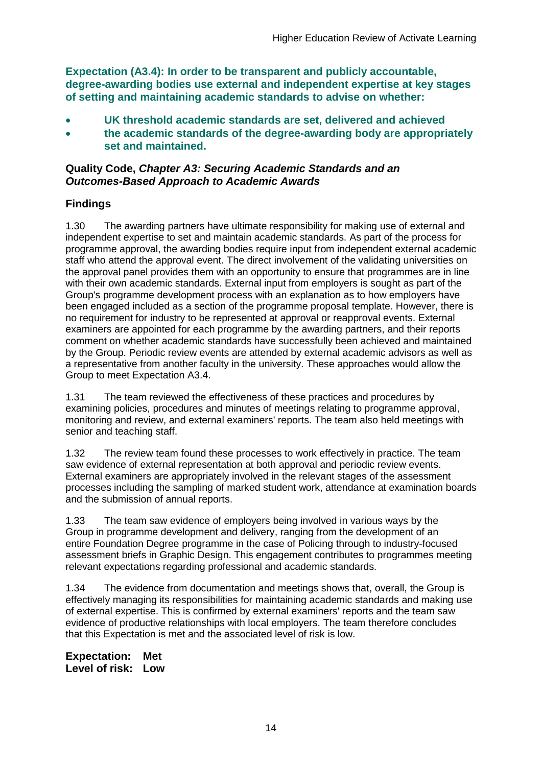**Expectation (A3.4): In order to be transparent and publicly accountable, degree-awarding bodies use external and independent expertise at key stages of setting and maintaining academic standards to advise on whether:**

- **UK threshold academic standards are set, delivered and achieved**
- **the academic standards of the degree-awarding body are appropriately set and maintained.**

**Quality Code, *Chapter A3: Securing Academic Standards and an Outcomes-Based Approach to Academic Awards***

## Findings

1.30 The awarding partners have ultimate responsibility for making use of external and independent expertise to set and maintain academic standards. As part of the process for programme approval, the awarding bodies require input from independent external academic staff who attend the approval event. The direct involvement of the validating universities on the approval panel provides them with an opportunity to ensure that programmes are in line with their own academic standards. External input from employers is sought as part of the Group's programme development process with an explanation as to how employers have been engaged included as a section of the programme proposal template. However, there is no requirement for industry to be represented at approval or reapproval events. External examiners are appointed for each programme by the awarding partners, and their reports comment on whether academic standards have successfully been achieved and maintained by the Group. Periodic review events are attended by external academic advisors as well as a representative from another faculty in the university. These approaches would allow the Group to meet Expectation A3.4.

1.31 The team reviewed the effectiveness of these practices and procedures by examining policies, procedures and minutes of meetings relating to programme approval, monitoring and review, and external examiners' reports. The team also held meetings with senior and teaching staff.

1.32 The review team found these processes to work effectively in practice. The team saw evidence of external representation at both approval and periodic review events. External examiners are appropriately involved in the relevant stages of the assessment processes including the sampling of marked student work, attendance at examination boards and the submission of annual reports.

1.33 The team saw evidence of employers being involved in various ways by the Group in programme development and delivery, ranging from the development of an entire Foundation Degree programme in the case of Policing through to industry-focused assessment briefs in Graphic Design. This engagement contributes to programmes meeting relevant expectations regarding professional and academic standards.

1.34 The evidence from documentation and meetings shows that, overall, the Group is effectively managing its responsibilities for maintaining academic standards and making use of external expertise. This is confirmed by external examiners' reports and the team saw evidence of productive relationships with local employers. The team therefore concludes that this Expectation is met and the associated level of risk is low.

**Expectation: Met**
**Level of risk: Low**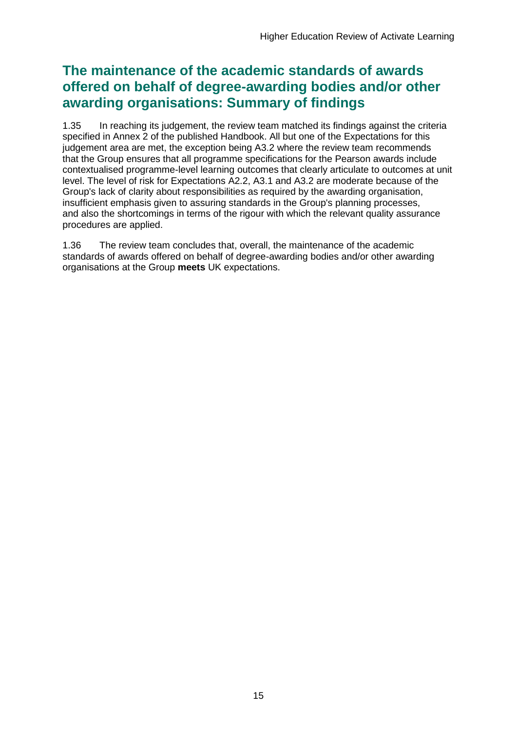## The maintenance of the academic standards of awards offered on behalf of degree-awarding bodies and/or other awarding organisations: Summary of findings

1.35 In reaching its judgement, the review team matched its findings against the criteria specified in Annex 2 of the published Handbook. All but one of the Expectations for this judgement area are met, the exception being A3.2 where the review team recommends that the Group ensures that all programme specifications for the Pearson awards include contextualised programme-level learning outcomes that clearly articulate to outcomes at unit level. The level of risk for Expectations A2.2, A3.1 and A3.2 are moderate because of the Group's lack of clarity about responsibilities as required by the awarding organisation, insufficient emphasis given to assuring standards in the Group's planning processes, and also the shortcomings in terms of the rigour with which the relevant quality assurance procedures are applied.

1.36 The review team concludes that, overall, the maintenance of the academic standards of awards offered on behalf of degree-awarding bodies and/or other awarding organisations at the Group **meets** UK expectations.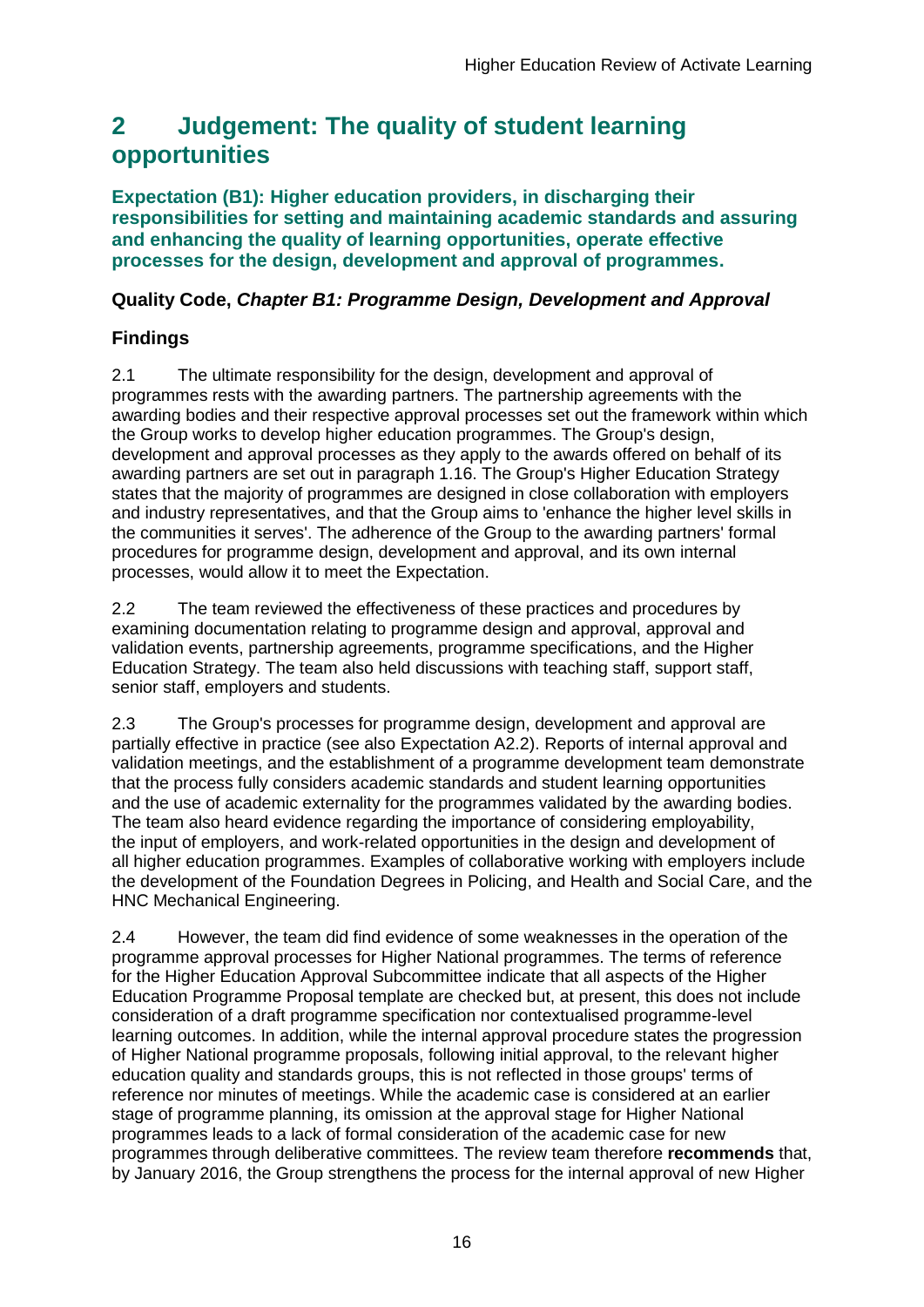# 2 Judgement: The quality of student learning opportunities

**Expectation (B1): Higher education providers, in discharging their responsibilities for setting and maintaining academic standards and assuring and enhancing the quality of learning opportunities, operate effective processes for the design, development and approval of programmes.**

### Quality Code, *Chapter B1: Programme Design, Development and Approval*

### Findings

2.1 The ultimate responsibility for the design, development and approval of programmes rests with the awarding partners. The partnership agreements with the awarding bodies and their respective approval processes set out the framework within which the Group works to develop higher education programmes. The Group's design, development and approval processes as they apply to the awards offered on behalf of its awarding partners are set out in paragraph 1.16. The Group's Higher Education Strategy states that the majority of programmes are designed in close collaboration with employers and industry representatives, and that the Group aims to 'enhance the higher level skills in the communities it serves'. The adherence of the Group to the awarding partners' formal procedures for programme design, development and approval, and its own internal processes, would allow it to meet the Expectation.

2.2 The team reviewed the effectiveness of these practices and procedures by examining documentation relating to programme design and approval, approval and validation events, partnership agreements, programme specifications, and the Higher Education Strategy. The team also held discussions with teaching staff, support staff, senior staff, employers and students.

2.3 The Group's processes for programme design, development and approval are partially effective in practice (see also Expectation A2.2). Reports of internal approval and validation meetings, and the establishment of a programme development team demonstrate that the process fully considers academic standards and student learning opportunities and the use of academic externality for the programmes validated by the awarding bodies. The team also heard evidence regarding the importance of considering employability, the input of employers, and work-related opportunities in the design and development of all higher education programmes. Examples of collaborative working with employers include the development of the Foundation Degrees in Policing, and Health and Social Care, and the HNC Mechanical Engineering.

2.4 However, the team did find evidence of some weaknesses in the operation of the programme approval processes for Higher National programmes. The terms of reference for the Higher Education Approval Subcommittee indicate that all aspects of the Higher Education Programme Proposal template are checked but, at present, this does not include consideration of a draft programme specification nor contextualised programme-level learning outcomes. In addition, while the internal approval procedure states the progression of Higher National programme proposals, following initial approval, to the relevant higher education quality and standards groups, this is not reflected in those groups' terms of reference nor minutes of meetings. While the academic case is considered at an earlier stage of programme planning, its omission at the approval stage for Higher National programmes leads to a lack of formal consideration of the academic case for new programmes through deliberative committees. The review team therefore **recommends** that, by January 2016, the Group strengthens the process for the internal approval of new Higher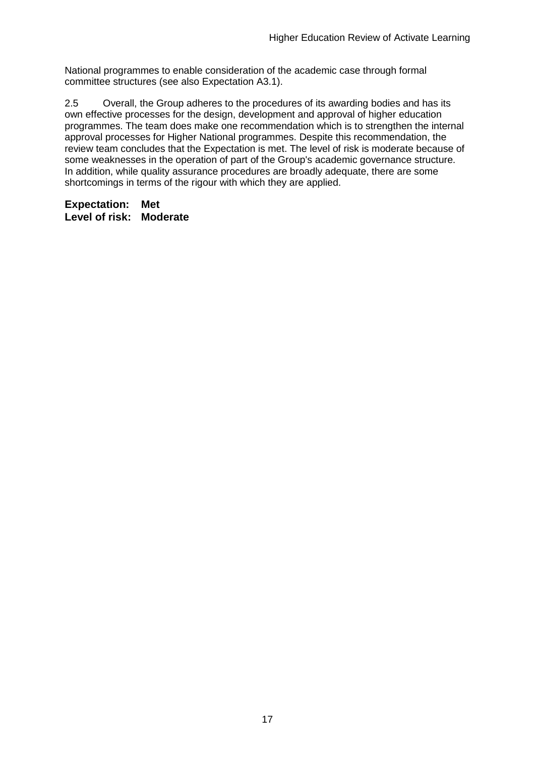National programmes to enable consideration of the academic case through formal committee structures (see also Expectation A3.1).

2.5 Overall, the Group adheres to the procedures of its awarding bodies and has its own effective processes for the design, development and approval of higher education programmes. The team does make one recommendation which is to strengthen the internal approval processes for Higher National programmes. Despite this recommendation, the review team concludes that the Expectation is met. The level of risk is moderate because of some weaknesses in the operation of part of the Group's academic governance structure. In addition, while quality assurance procedures are broadly adequate, there are some shortcomings in terms of the rigour with which they are applied.

**Expectation: Met**
**Level of risk: Moderate**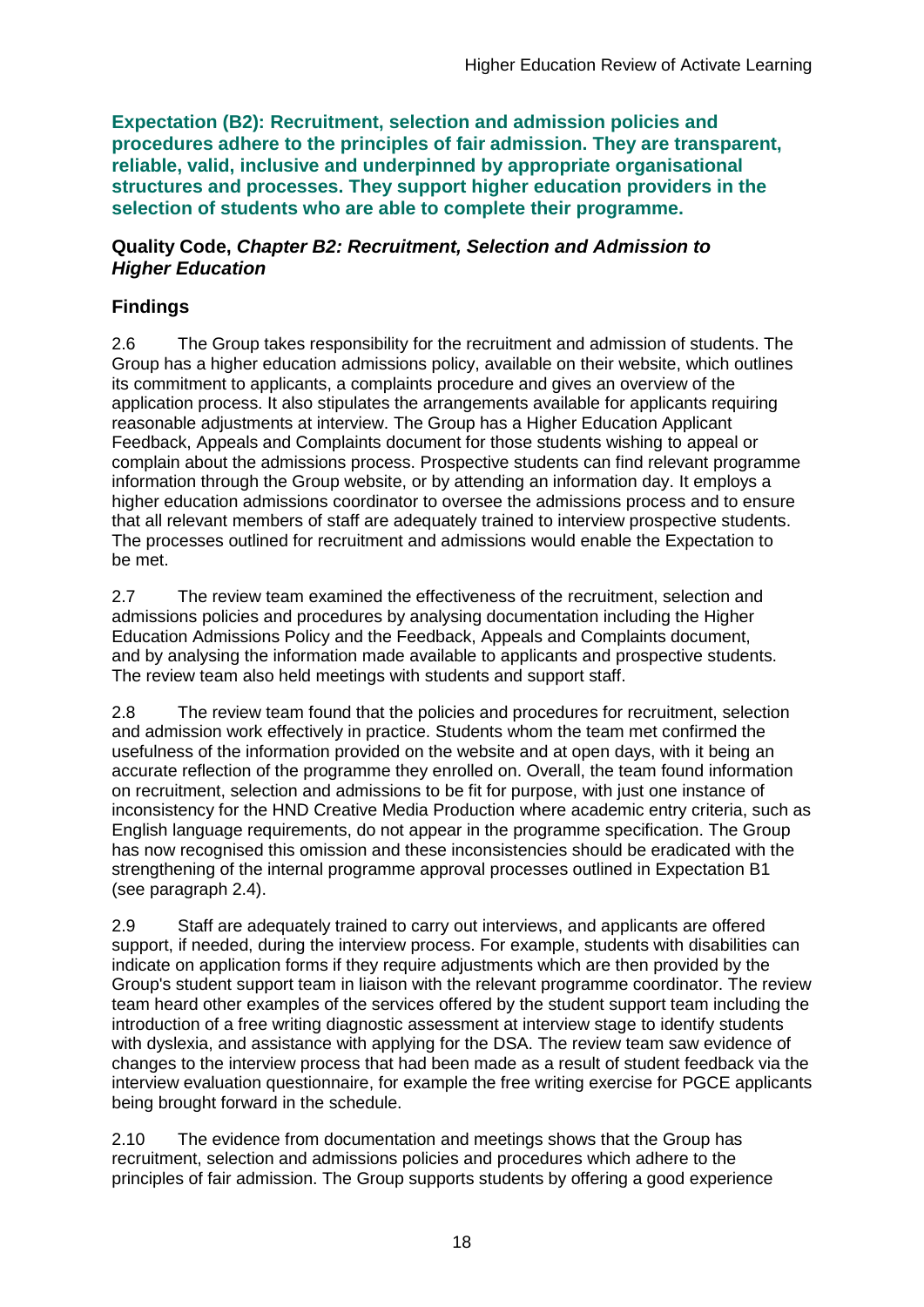**Expectation (B2): Recruitment, selection and admission policies and procedures adhere to the principles of fair admission. They are transparent, reliable, valid, inclusive and underpinned by appropriate organisational structures and processes. They support higher education providers in the selection of students who are able to complete their programme.**

### Quality Code, *Chapter B2: Recruitment, Selection and Admission to Higher Education*

### Findings

2.6 The Group takes responsibility for the recruitment and admission of students. The Group has a higher education admissions policy, available on their website, which outlines its commitment to applicants, a complaints procedure and gives an overview of the application process. It also stipulates the arrangements available for applicants requiring reasonable adjustments at interview. The Group has a Higher Education Applicant Feedback, Appeals and Complaints document for those students wishing to appeal or complain about the admissions process. Prospective students can find relevant programme information through the Group website, or by attending an information day. It employs a higher education admissions coordinator to oversee the admissions process and to ensure that all relevant members of staff are adequately trained to interview prospective students. The processes outlined for recruitment and admissions would enable the Expectation to be met.

2.7 The review team examined the effectiveness of the recruitment, selection and admissions policies and procedures by analysing documentation including the Higher Education Admissions Policy and the Feedback, Appeals and Complaints document, and by analysing the information made available to applicants and prospective students. The review team also held meetings with students and support staff.

2.8 The review team found that the policies and procedures for recruitment, selection and admission work effectively in practice. Students whom the team met confirmed the usefulness of the information provided on the website and at open days, with it being an accurate reflection of the programme they enrolled on. Overall, the team found information on recruitment, selection and admissions to be fit for purpose, with just one instance of inconsistency for the HND Creative Media Production where academic entry criteria, such as English language requirements, do not appear in the programme specification. The Group has now recognised this omission and these inconsistencies should be eradicated with the strengthening of the internal programme approval processes outlined in Expectation B1 (see paragraph 2.4).

2.9 Staff are adequately trained to carry out interviews, and applicants are offered support, if needed, during the interview process. For example, students with disabilities can indicate on application forms if they require adjustments which are then provided by the Group's student support team in liaison with the relevant programme coordinator. The review team heard other examples of the services offered by the student support team including the introduction of a free writing diagnostic assessment at interview stage to identify students with dyslexia, and assistance with applying for the DSA. The review team saw evidence of changes to the interview process that had been made as a result of student feedback via the interview evaluation questionnaire, for example the free writing exercise for PGCE applicants being brought forward in the schedule.

2.10 The evidence from documentation and meetings shows that the Group has recruitment, selection and admissions policies and procedures which adhere to the principles of fair admission. The Group supports students by offering a good experience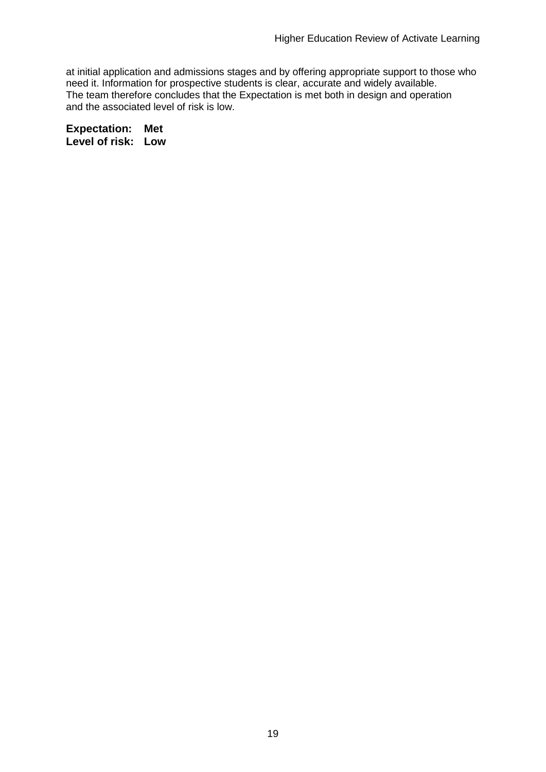at initial application and admissions stages and by offering appropriate support to those who need it. Information for prospective students is clear, accurate and widely available. The team therefore concludes that the Expectation is met both in design and operation and the associated level of risk is low.

**Expectation: Met**
**Level of risk: Low**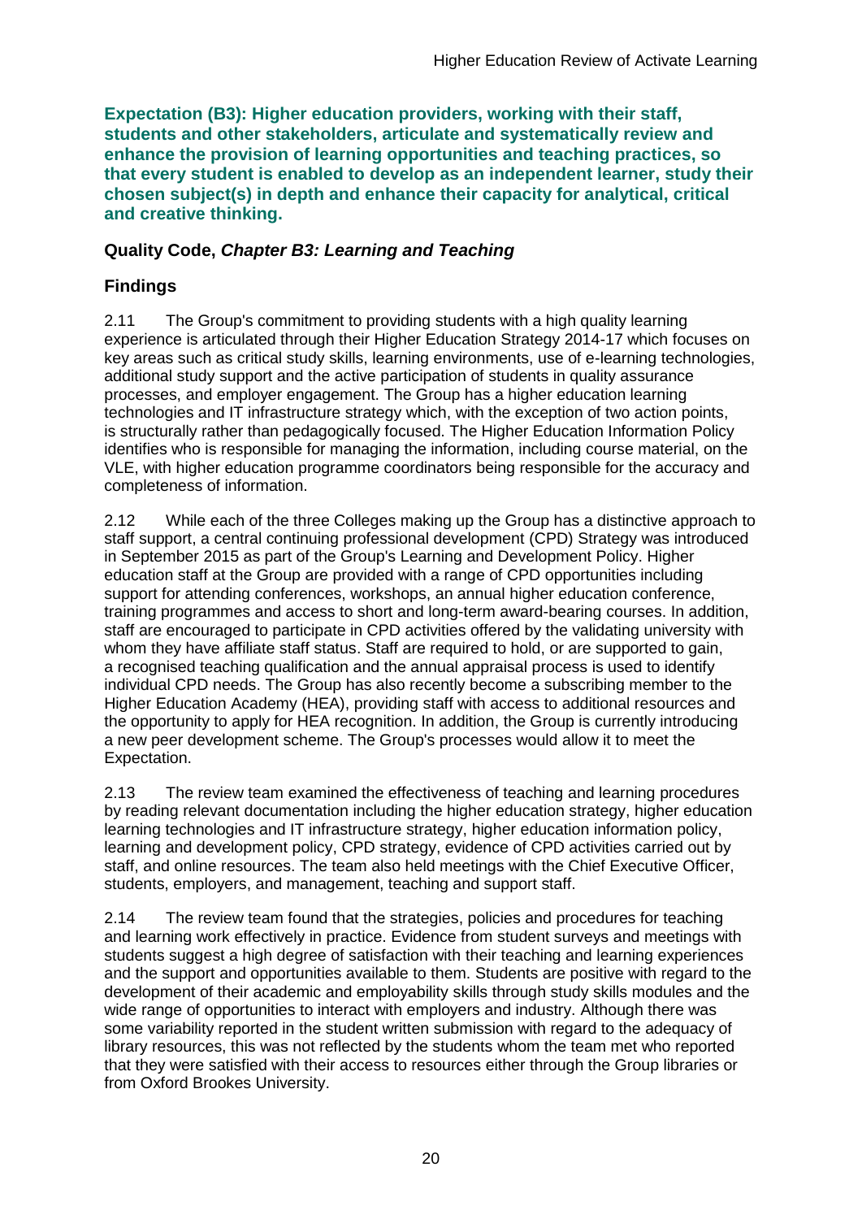**Expectation (B3): Higher education providers, working with their staff, students and other stakeholders, articulate and systematically review and enhance the provision of learning opportunities and teaching practices, so that every student is enabled to develop as an independent learner, study their chosen subject(s) in depth and enhance their capacity for analytical, critical and creative thinking.**

### Quality Code, *Chapter B3: Learning and Teaching*

### Findings

2.11 The Group's commitment to providing students with a high quality learning experience is articulated through their Higher Education Strategy 2014-17 which focuses on key areas such as critical study skills, learning environments, use of e-learning technologies, additional study support and the active participation of students in quality assurance processes, and employer engagement. The Group has a higher education learning technologies and IT infrastructure strategy which, with the exception of two action points, is structurally rather than pedagogically focused. The Higher Education Information Policy identifies who is responsible for managing the information, including course material, on the VLE, with higher education programme coordinators being responsible for the accuracy and completeness of information.

2.12 While each of the three Colleges making up the Group has a distinctive approach to staff support, a central continuing professional development (CPD) Strategy was introduced in September 2015 as part of the Group's Learning and Development Policy. Higher education staff at the Group are provided with a range of CPD opportunities including support for attending conferences, workshops, an annual higher education conference, training programmes and access to short and long-term award-bearing courses. In addition, staff are encouraged to participate in CPD activities offered by the validating university with whom they have affiliate staff status. Staff are required to hold, or are supported to gain, a recognised teaching qualification and the annual appraisal process is used to identify individual CPD needs. The Group has also recently become a subscribing member to the Higher Education Academy (HEA), providing staff with access to additional resources and the opportunity to apply for HEA recognition. In addition, the Group is currently introducing a new peer development scheme. The Group's processes would allow it to meet the Expectation.

2.13 The review team examined the effectiveness of teaching and learning procedures by reading relevant documentation including the higher education strategy, higher education learning technologies and IT infrastructure strategy, higher education information policy, learning and development policy, CPD strategy, evidence of CPD activities carried out by staff, and online resources. The team also held meetings with the Chief Executive Officer, students, employers, and management, teaching and support staff.

2.14 The review team found that the strategies, policies and procedures for teaching and learning work effectively in practice. Evidence from student surveys and meetings with students suggest a high degree of satisfaction with their teaching and learning experiences and the support and opportunities available to them. Students are positive with regard to the development of their academic and employability skills through study skills modules and the wide range of opportunities to interact with employers and industry. Although there was some variability reported in the student written submission with regard to the adequacy of library resources, this was not reflected by the students whom the team met who reported that they were satisfied with their access to resources either through the Group libraries or from Oxford Brookes University.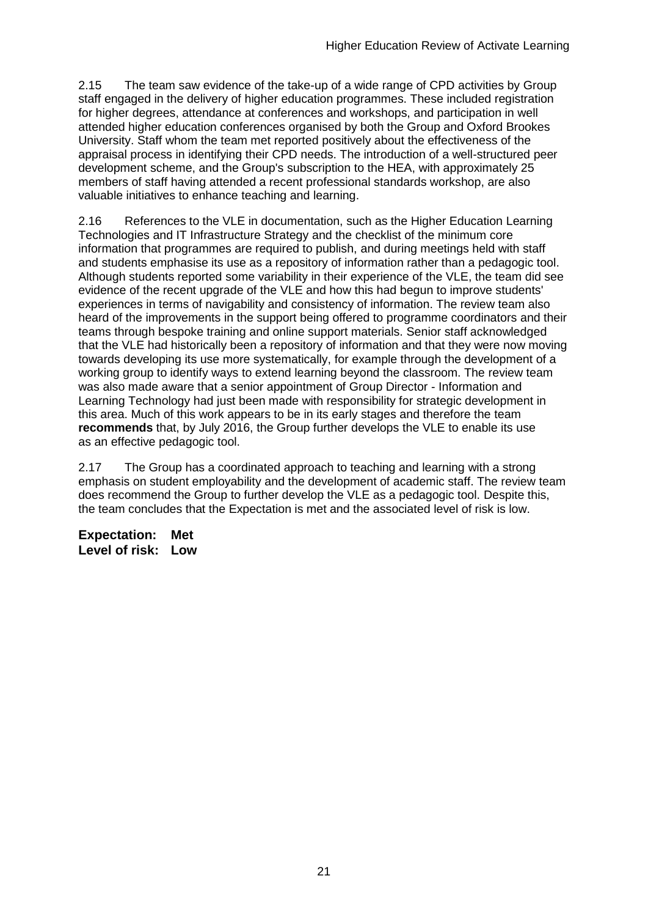2.15 The team saw evidence of the take-up of a wide range of CPD activities by Group staff engaged in the delivery of higher education programmes. These included registration for higher degrees, attendance at conferences and workshops, and participation in well attended higher education conferences organised by both the Group and Oxford Brookes University. Staff whom the team met reported positively about the effectiveness of the appraisal process in identifying their CPD needs. The introduction of a well-structured peer development scheme, and the Group's subscription to the HEA, with approximately 25 members of staff having attended a recent professional standards workshop, are also valuable initiatives to enhance teaching and learning.

2.16 References to the VLE in documentation, such as the Higher Education Learning Technologies and IT Infrastructure Strategy and the checklist of the minimum core information that programmes are required to publish, and during meetings held with staff and students emphasise its use as a repository of information rather than a pedagogic tool. Although students reported some variability in their experience of the VLE, the team did see evidence of the recent upgrade of the VLE and how this had begun to improve students' experiences in terms of navigability and consistency of information. The review team also heard of the improvements in the support being offered to programme coordinators and their teams through bespoke training and online support materials. Senior staff acknowledged that the VLE had historically been a repository of information and that they were now moving towards developing its use more systematically, for example through the development of a working group to identify ways to extend learning beyond the classroom. The review team was also made aware that a senior appointment of Group Director - Information and Learning Technology had just been made with responsibility for strategic development in this area. Much of this work appears to be in its early stages and therefore the team **recommends** that, by July 2016, the Group further develops the VLE to enable its use as an effective pedagogic tool.

2.17 The Group has a coordinated approach to teaching and learning with a strong emphasis on student employability and the development of academic staff. The review team does recommend the Group to further develop the VLE as a pedagogic tool. Despite this, the team concludes that the Expectation is met and the associated level of risk is low.

**Expectation: Met**
**Level of risk: Low**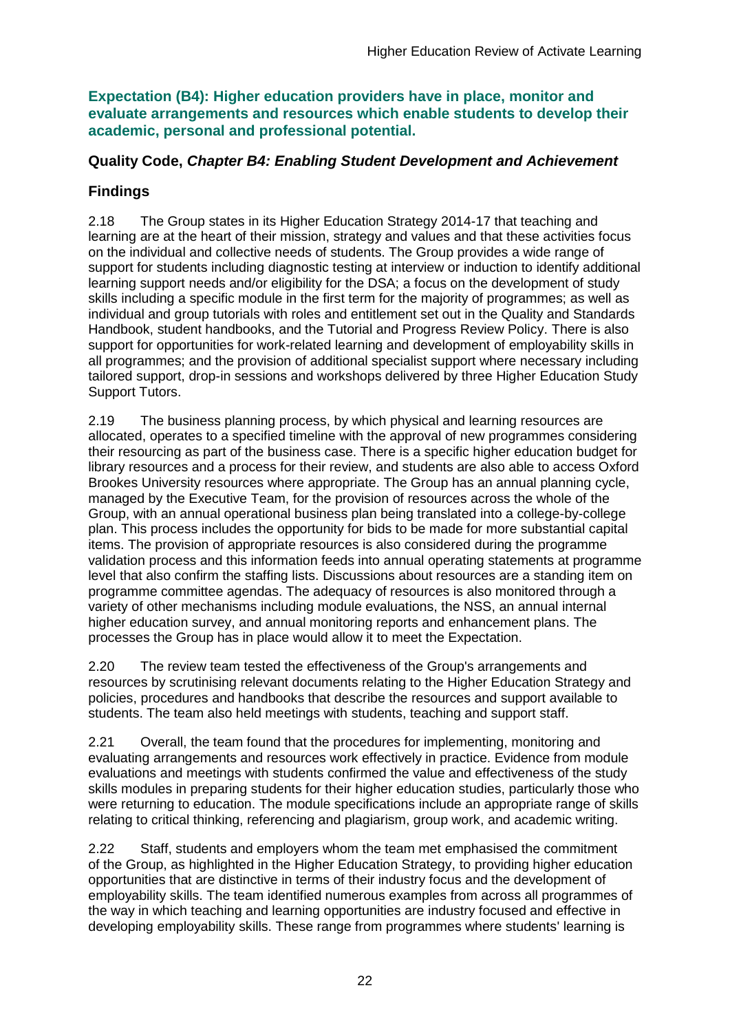**Expectation (B4): Higher education providers have in place, monitor and evaluate arrangements and resources which enable students to develop their academic, personal and professional potential.**

## Quality Code, *Chapter B4: Enabling Student Development and Achievement*

## Findings

2.18 The Group states in its Higher Education Strategy 2014-17 that teaching and learning are at the heart of their mission, strategy and values and that these activities focus on the individual and collective needs of students. The Group provides a wide range of support for students including diagnostic testing at interview or induction to identify additional learning support needs and/or eligibility for the DSA; a focus on the development of study skills including a specific module in the first term for the majority of programmes; as well as individual and group tutorials with roles and entitlement set out in the Quality and Standards Handbook, student handbooks, and the Tutorial and Progress Review Policy. There is also support for opportunities for work-related learning and development of employability skills in all programmes; and the provision of additional specialist support where necessary including tailored support, drop-in sessions and workshops delivered by three Higher Education Study Support Tutors.

2.19 The business planning process, by which physical and learning resources are allocated, operates to a specified timeline with the approval of new programmes considering their resourcing as part of the business case. There is a specific higher education budget for library resources and a process for their review, and students are also able to access Oxford Brookes University resources where appropriate. The Group has an annual planning cycle, managed by the Executive Team, for the provision of resources across the whole of the Group, with an annual operational business plan being translated into a college-by-college plan. This process includes the opportunity for bids to be made for more substantial capital items. The provision of appropriate resources is also considered during the programme validation process and this information feeds into annual operating statements at programme level that also confirm the staffing lists. Discussions about resources are a standing item on programme committee agendas. The adequacy of resources is also monitored through a variety of other mechanisms including module evaluations, the NSS, an annual internal higher education survey, and annual monitoring reports and enhancement plans. The processes the Group has in place would allow it to meet the Expectation.

2.20 The review team tested the effectiveness of the Group's arrangements and resources by scrutinising relevant documents relating to the Higher Education Strategy and policies, procedures and handbooks that describe the resources and support available to students. The team also held meetings with students, teaching and support staff.

2.21 Overall, the team found that the procedures for implementing, monitoring and evaluating arrangements and resources work effectively in practice. Evidence from module evaluations and meetings with students confirmed the value and effectiveness of the study skills modules in preparing students for their higher education studies, particularly those who were returning to education. The module specifications include an appropriate range of skills relating to critical thinking, referencing and plagiarism, group work, and academic writing.

2.22 Staff, students and employers whom the team met emphasised the commitment of the Group, as highlighted in the Higher Education Strategy, to providing higher education opportunities that are distinctive in terms of their industry focus and the development of employability skills. The team identified numerous examples from across all programmes of the way in which teaching and learning opportunities are industry focused and effective in developing employability skills. These range from programmes where students' learning is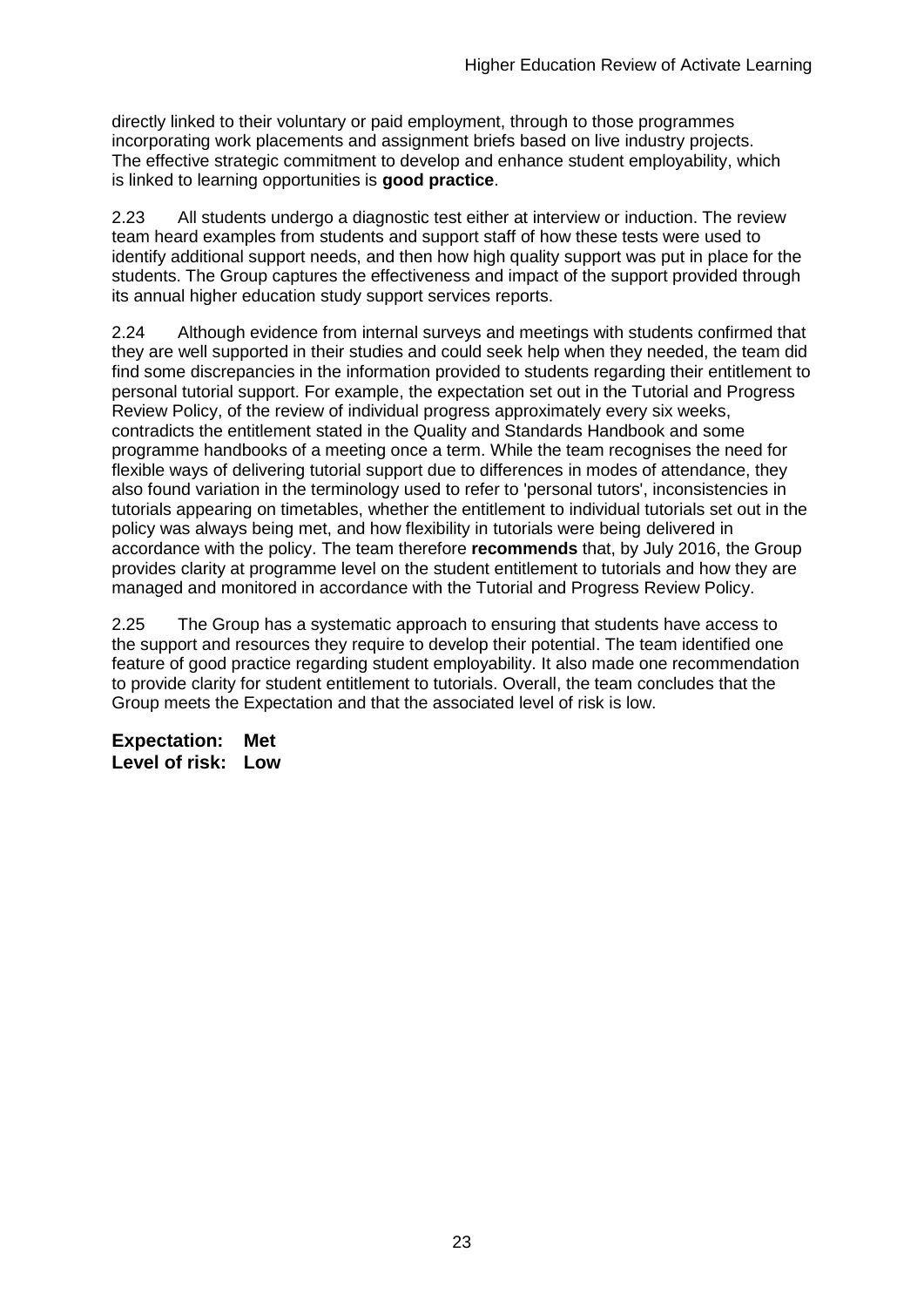directly linked to their voluntary or paid employment, through to those programmes incorporating work placements and assignment briefs based on live industry projects. The effective strategic commitment to develop and enhance student employability, which is linked to learning opportunities is **good practice**.

2.23 All students undergo a diagnostic test either at interview or induction. The review team heard examples from students and support staff of how these tests were used to identify additional support needs, and then how high quality support was put in place for the students. The Group captures the effectiveness and impact of the support provided through its annual higher education study support services reports.

2.24 Although evidence from internal surveys and meetings with students confirmed that they are well supported in their studies and could seek help when they needed, the team did find some discrepancies in the information provided to students regarding their entitlement to personal tutorial support. For example, the expectation set out in the Tutorial and Progress Review Policy, of the review of individual progress approximately every six weeks, contradicts the entitlement stated in the Quality and Standards Handbook and some programme handbooks of a meeting once a term. While the team recognises the need for flexible ways of delivering tutorial support due to differences in modes of attendance, they also found variation in the terminology used to refer to 'personal tutors', inconsistencies in tutorials appearing on timetables, whether the entitlement to individual tutorials set out in the policy was always being met, and how flexibility in tutorials were being delivered in accordance with the policy. The team therefore **recommends** that, by July 2016, the Group provides clarity at programme level on the student entitlement to tutorials and how they are managed and monitored in accordance with the Tutorial and Progress Review Policy.

2.25 The Group has a systematic approach to ensuring that students have access to the support and resources they require to develop their potential. The team identified one feature of good practice regarding student employability. It also made one recommendation to provide clarity for student entitlement to tutorials. Overall, the team concludes that the Group meets the Expectation and that the associated level of risk is low.

**Expectation: Met**
**Level of risk: Low**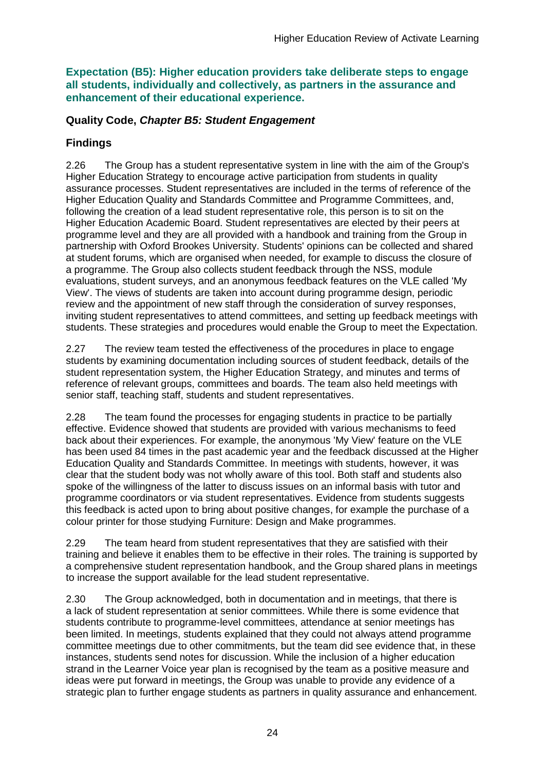**Expectation (B5): Higher education providers take deliberate steps to engage all students, individually and collectively, as partners in the assurance and enhancement of their educational experience.**

**Quality Code, *Chapter B5: Student Engagement***

**Findings**

2.26 The Group has a student representative system in line with the aim of the Group's Higher Education Strategy to encourage active participation from students in quality assurance processes. Student representatives are included in the terms of reference of the Higher Education Quality and Standards Committee and Programme Committees, and, following the creation of a lead student representative role, this person is to sit on the Higher Education Academic Board. Student representatives are elected by their peers at programme level and they are all provided with a handbook and training from the Group in partnership with Oxford Brookes University. Students' opinions can be collected and shared at student forums, which are organised when needed, for example to discuss the closure of a programme. The Group also collects student feedback through the NSS, module evaluations, student surveys, and an anonymous feedback features on the VLE called 'My View'. The views of students are taken into account during programme design, periodic review and the appointment of new staff through the consideration of survey responses, inviting student representatives to attend committees, and setting up feedback meetings with students. These strategies and procedures would enable the Group to meet the Expectation.

2.27 The review team tested the effectiveness of the procedures in place to engage students by examining documentation including sources of student feedback, details of the student representation system, the Higher Education Strategy, and minutes and terms of reference of relevant groups, committees and boards. The team also held meetings with senior staff, teaching staff, students and student representatives.

2.28 The team found the processes for engaging students in practice to be partially effective. Evidence showed that students are provided with various mechanisms to feed back about their experiences. For example, the anonymous 'My View' feature on the VLE has been used 84 times in the past academic year and the feedback discussed at the Higher Education Quality and Standards Committee. In meetings with students, however, it was clear that the student body was not wholly aware of this tool. Both staff and students also spoke of the willingness of the latter to discuss issues on an informal basis with tutor and programme coordinators or via student representatives. Evidence from students suggests this feedback is acted upon to bring about positive changes, for example the purchase of a colour printer for those studying Furniture: Design and Make programmes.

2.29 The team heard from student representatives that they are satisfied with their training and believe it enables them to be effective in their roles. The training is supported by a comprehensive student representation handbook, and the Group shared plans in meetings to increase the support available for the lead student representative.

2.30 The Group acknowledged, both in documentation and in meetings, that there is a lack of student representation at senior committees. While there is some evidence that students contribute to programme-level committees, attendance at senior meetings has been limited. In meetings, students explained that they could not always attend programme committee meetings due to other commitments, but the team did see evidence that, in these instances, students send notes for discussion. While the inclusion of a higher education strand in the Learner Voice year plan is recognised by the team as a positive measure and ideas were put forward in meetings, the Group was unable to provide any evidence of a strategic plan to further engage students as partners in quality assurance and enhancement.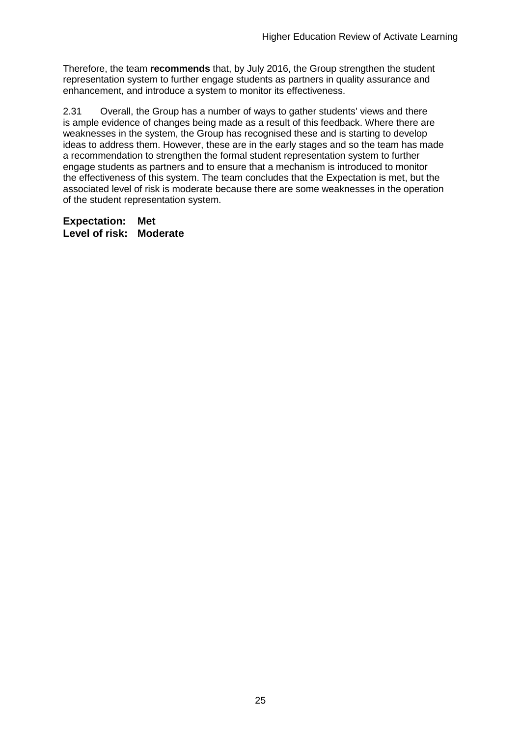Therefore, the team **recommends** that, by July 2016, the Group strengthen the student representation system to further engage students as partners in quality assurance and enhancement, and introduce a system to monitor its effectiveness.

2.31 Overall, the Group has a number of ways to gather students' views and there is ample evidence of changes being made as a result of this feedback. Where there are weaknesses in the system, the Group has recognised these and is starting to develop ideas to address them. However, these are in the early stages and so the team has made a recommendation to strengthen the formal student representation system to further engage students as partners and to ensure that a mechanism is introduced to monitor the effectiveness of this system. The team concludes that the Expectation is met, but the associated level of risk is moderate because there are some weaknesses in the operation of the student representation system.

**Expectation: Met**
**Level of risk: Moderate**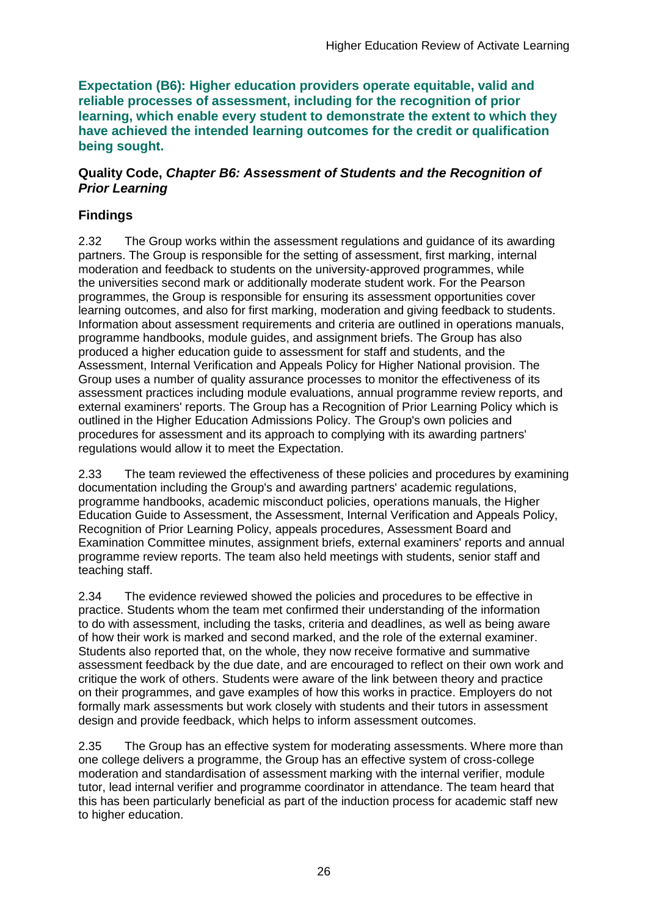**Expectation (B6): Higher education providers operate equitable, valid and reliable processes of assessment, including for the recognition of prior learning, which enable every student to demonstrate the extent to which they have achieved the intended learning outcomes for the credit or qualification being sought.**

**Quality Code, *Chapter B6: Assessment of Students and the Recognition of Prior Learning***

## Findings

2.32 The Group works within the assessment regulations and guidance of its awarding partners. The Group is responsible for the setting of assessment, first marking, internal moderation and feedback to students on the university-approved programmes, while the universities second mark or additionally moderate student work. For the Pearson programmes, the Group is responsible for ensuring its assessment opportunities cover learning outcomes, and also for first marking, moderation and giving feedback to students. Information about assessment requirements and criteria are outlined in operations manuals, programme handbooks, module guides, and assignment briefs. The Group has also produced a higher education guide to assessment for staff and students, and the Assessment, Internal Verification and Appeals Policy for Higher National provision. The Group uses a number of quality assurance processes to monitor the effectiveness of its assessment practices including module evaluations, annual programme review reports, and external examiners' reports. The Group has a Recognition of Prior Learning Policy which is outlined in the Higher Education Admissions Policy. The Group's own policies and procedures for assessment and its approach to complying with its awarding partners' regulations would allow it to meet the Expectation.

2.33 The team reviewed the effectiveness of these policies and procedures by examining documentation including the Group's and awarding partners' academic regulations, programme handbooks, academic misconduct policies, operations manuals, the Higher Education Guide to Assessment, the Assessment, Internal Verification and Appeals Policy, Recognition of Prior Learning Policy, appeals procedures, Assessment Board and Examination Committee minutes, assignment briefs, external examiners' reports and annual programme review reports. The team also held meetings with students, senior staff and teaching staff.

2.34 The evidence reviewed showed the policies and procedures to be effective in practice. Students whom the team met confirmed their understanding of the information to do with assessment, including the tasks, criteria and deadlines, as well as being aware of how their work is marked and second marked, and the role of the external examiner. Students also reported that, on the whole, they now receive formative and summative assessment feedback by the due date, and are encouraged to reflect on their own work and critique the work of others. Students were aware of the link between theory and practice on their programmes, and gave examples of how this works in practice. Employers do not formally mark assessments but work closely with students and their tutors in assessment design and provide feedback, which helps to inform assessment outcomes.

2.35 The Group has an effective system for moderating assessments. Where more than one college delivers a programme, the Group has an effective system of cross-college moderation and standardisation of assessment marking with the internal verifier, module tutor, lead internal verifier and programme coordinator in attendance. The team heard that this has been particularly beneficial as part of the induction process for academic staff new to higher education.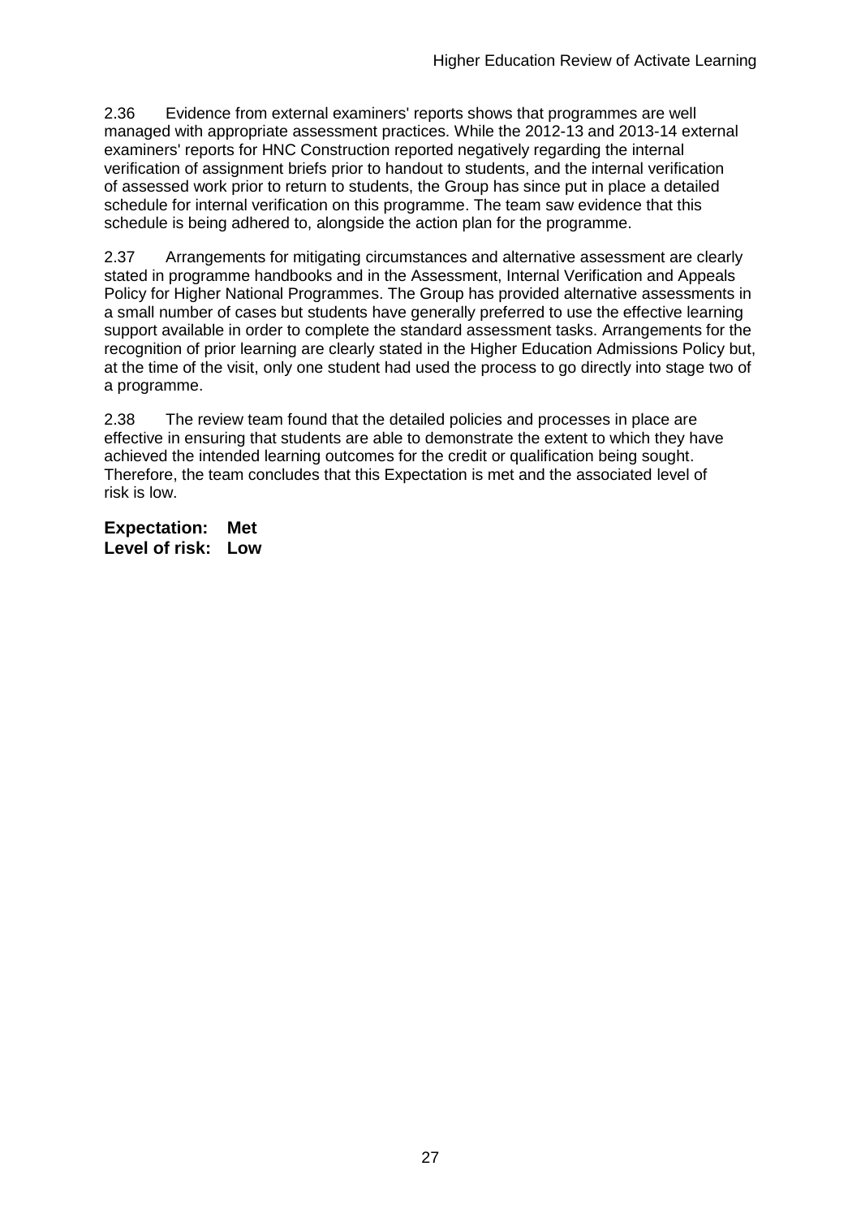2.36 Evidence from external examiners' reports shows that programmes are well managed with appropriate assessment practices. While the 2012-13 and 2013-14 external examiners' reports for HNC Construction reported negatively regarding the internal verification of assignment briefs prior to handout to students, and the internal verification of assessed work prior to return to students, the Group has since put in place a detailed schedule for internal verification on this programme. The team saw evidence that this schedule is being adhered to, alongside the action plan for the programme.

2.37 Arrangements for mitigating circumstances and alternative assessment are clearly stated in programme handbooks and in the Assessment, Internal Verification and Appeals Policy for Higher National Programmes. The Group has provided alternative assessments in a small number of cases but students have generally preferred to use the effective learning support available in order to complete the standard assessment tasks. Arrangements for the recognition of prior learning are clearly stated in the Higher Education Admissions Policy but, at the time of the visit, only one student had used the process to go directly into stage two of a programme.

2.38 The review team found that the detailed policies and processes in place are effective in ensuring that students are able to demonstrate the extent to which they have achieved the intended learning outcomes for the credit or qualification being sought. Therefore, the team concludes that this Expectation is met and the associated level of risk is low.

**Expectation: Met**
**Level of risk: Low**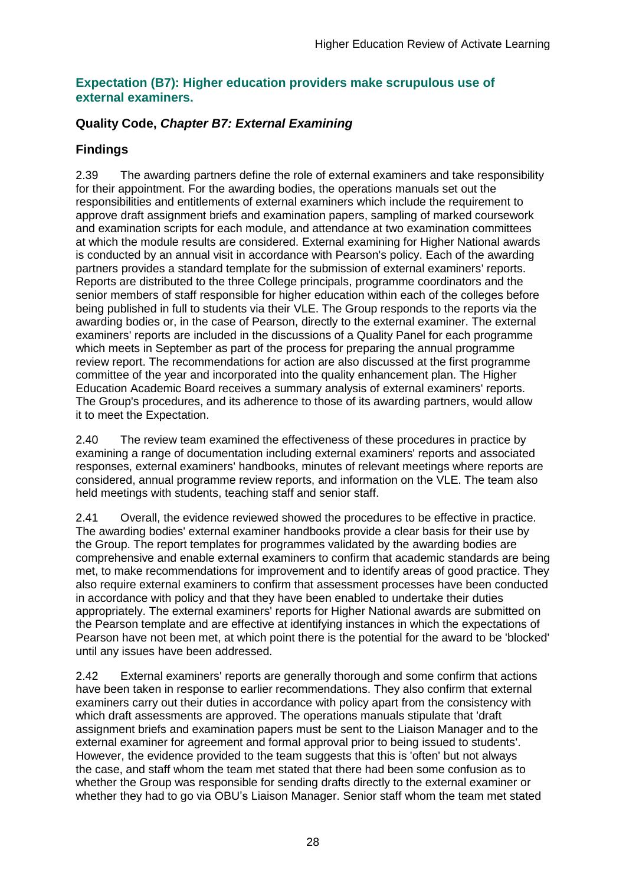### Expectation (B7): Higher education providers make scrupulous use of external examiners.

### Quality Code, *Chapter B7: External Examining*

### Findings

2.39 The awarding partners define the role of external examiners and take responsibility for their appointment. For the awarding bodies, the operations manuals set out the responsibilities and entitlements of external examiners which include the requirement to approve draft assignment briefs and examination papers, sampling of marked coursework and examination scripts for each module, and attendance at two examination committees at which the module results are considered. External examining for Higher National awards is conducted by an annual visit in accordance with Pearson's policy. Each of the awarding partners provides a standard template for the submission of external examiners' reports. Reports are distributed to the three College principals, programme coordinators and the senior members of staff responsible for higher education within each of the colleges before being published in full to students via their VLE. The Group responds to the reports via the awarding bodies or, in the case of Pearson, directly to the external examiner. The external examiners' reports are included in the discussions of a Quality Panel for each programme which meets in September as part of the process for preparing the annual programme review report. The recommendations for action are also discussed at the first programme committee of the year and incorporated into the quality enhancement plan. The Higher Education Academic Board receives a summary analysis of external examiners' reports. The Group's procedures, and its adherence to those of its awarding partners, would allow it to meet the Expectation.

2.40 The review team examined the effectiveness of these procedures in practice by examining a range of documentation including external examiners' reports and associated responses, external examiners' handbooks, minutes of relevant meetings where reports are considered, annual programme review reports, and information on the VLE. The team also held meetings with students, teaching staff and senior staff.

2.41 Overall, the evidence reviewed showed the procedures to be effective in practice. The awarding bodies' external examiner handbooks provide a clear basis for their use by the Group. The report templates for programmes validated by the awarding bodies are comprehensive and enable external examiners to confirm that academic standards are being met, to make recommendations for improvement and to identify areas of good practice. They also require external examiners to confirm that assessment processes have been conducted in accordance with policy and that they have been enabled to undertake their duties appropriately. The external examiners' reports for Higher National awards are submitted on the Pearson template and are effective at identifying instances in which the expectations of Pearson have not been met, at which point there is the potential for the award to be 'blocked' until any issues have been addressed.

2.42 External examiners' reports are generally thorough and some confirm that actions have been taken in response to earlier recommendations. They also confirm that external examiners carry out their duties in accordance with policy apart from the consistency with which draft assessments are approved. The operations manuals stipulate that 'draft assignment briefs and examination papers must be sent to the Liaison Manager and to the external examiner for agreement and formal approval prior to being issued to students'. However, the evidence provided to the team suggests that this is 'often' but not always the case, and staff whom the team met stated that there had been some confusion as to whether the Group was responsible for sending drafts directly to the external examiner or whether they had to go via OBU's Liaison Manager. Senior staff whom the team met stated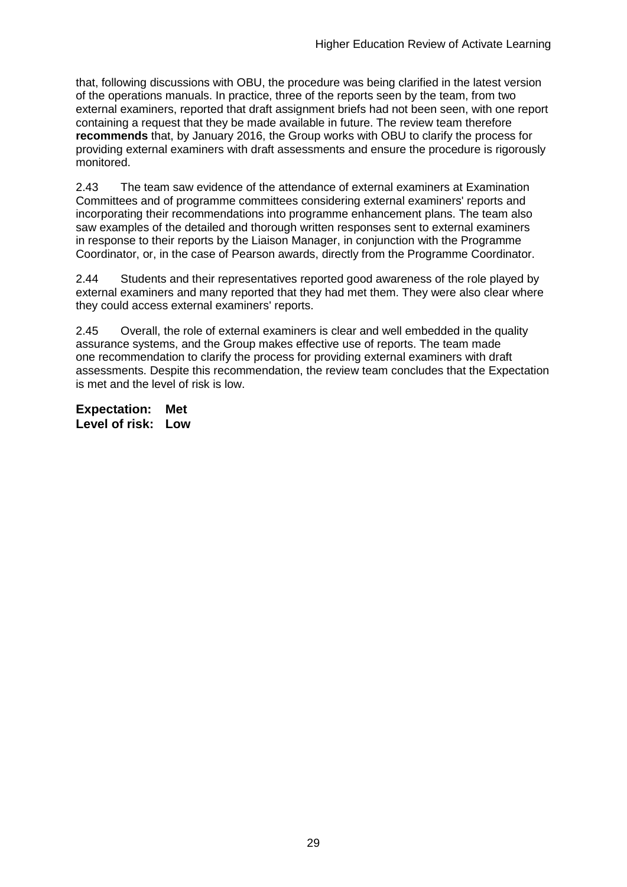that, following discussions with OBU, the procedure was being clarified in the latest version of the operations manuals. In practice, three of the reports seen by the team, from two external examiners, reported that draft assignment briefs had not been seen, with one report containing a request that they be made available in future. The review team therefore **recommends** that, by January 2016, the Group works with OBU to clarify the process for providing external examiners with draft assessments and ensure the procedure is rigorously monitored.

2.43 The team saw evidence of the attendance of external examiners at Examination Committees and of programme committees considering external examiners' reports and incorporating their recommendations into programme enhancement plans. The team also saw examples of the detailed and thorough written responses sent to external examiners in response to their reports by the Liaison Manager, in conjunction with the Programme Coordinator, or, in the case of Pearson awards, directly from the Programme Coordinator.

2.44 Students and their representatives reported good awareness of the role played by external examiners and many reported that they had met them. They were also clear where they could access external examiners' reports.

2.45 Overall, the role of external examiners is clear and well embedded in the quality assurance systems, and the Group makes effective use of reports. The team made one recommendation to clarify the process for providing external examiners with draft assessments. Despite this recommendation, the review team concludes that the Expectation is met and the level of risk is low.

**Expectation: Met**
**Level of risk: Low**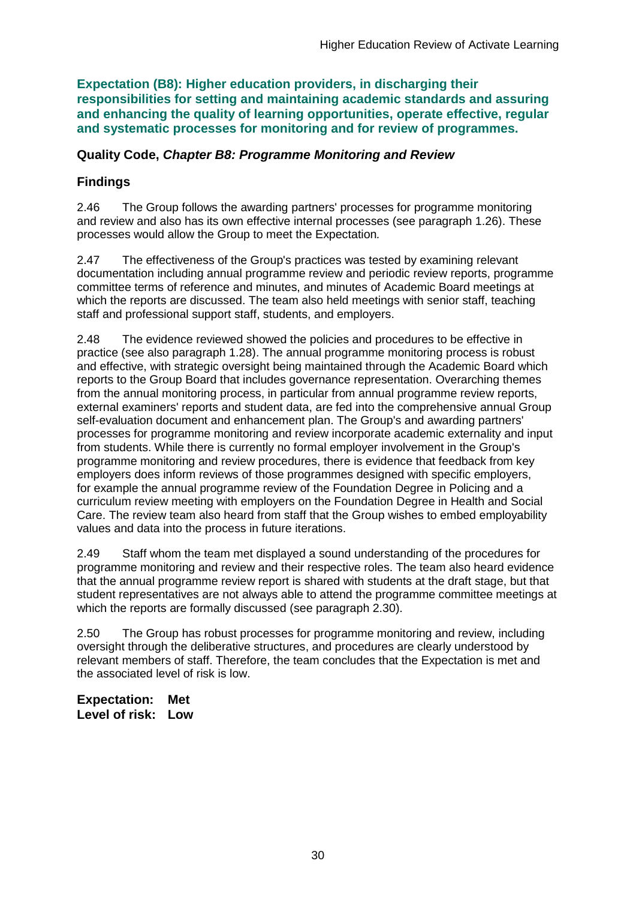**Expectation (B8): Higher education providers, in discharging their responsibilities for setting and maintaining academic standards and assuring and enhancing the quality of learning opportunities, operate effective, regular and systematic processes for monitoring and for review of programmes.**

**Quality Code, *Chapter B8: Programme Monitoring and Review***

## Findings

2.46 The Group follows the awarding partners' processes for programme monitoring and review and also has its own effective internal processes (see paragraph 1.26). These processes would allow the Group to meet the Expectation.

2.47 The effectiveness of the Group's practices was tested by examining relevant documentation including annual programme review and periodic review reports, programme committee terms of reference and minutes, and minutes of Academic Board meetings at which the reports are discussed. The team also held meetings with senior staff, teaching staff and professional support staff, students, and employers.

2.48 The evidence reviewed showed the policies and procedures to be effective in practice (see also paragraph 1.28). The annual programme monitoring process is robust and effective, with strategic oversight being maintained through the Academic Board which reports to the Group Board that includes governance representation. Overarching themes from the annual monitoring process, in particular from annual programme review reports, external examiners' reports and student data, are fed into the comprehensive annual Group self-evaluation document and enhancement plan. The Group's and awarding partners' processes for programme monitoring and review incorporate academic externality and input from students. While there is currently no formal employer involvement in the Group's programme monitoring and review procedures, there is evidence that feedback from key employers does inform reviews of those programmes designed with specific employers, for example the annual programme review of the Foundation Degree in Policing and a curriculum review meeting with employers on the Foundation Degree in Health and Social Care. The review team also heard from staff that the Group wishes to embed employability values and data into the process in future iterations.

2.49 Staff whom the team met displayed a sound understanding of the procedures for programme monitoring and review and their respective roles. The team also heard evidence that the annual programme review report is shared with students at the draft stage, but that student representatives are not always able to attend the programme committee meetings at which the reports are formally discussed (see paragraph 2.30).

2.50 The Group has robust processes for programme monitoring and review, including oversight through the deliberative structures, and procedures are clearly understood by relevant members of staff. Therefore, the team concludes that the Expectation is met and the associated level of risk is low.

**Expectation: Met**
**Level of risk: Low**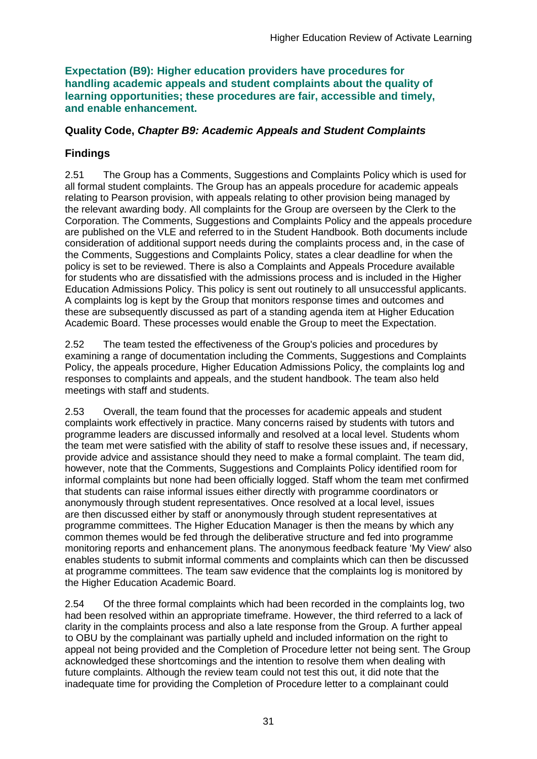**Expectation (B9): Higher education providers have procedures for handling academic appeals and student complaints about the quality of learning opportunities; these procedures are fair, accessible and timely, and enable enhancement.**

### Quality Code, *Chapter B9: Academic Appeals and Student Complaints*

### Findings

2.51 The Group has a Comments, Suggestions and Complaints Policy which is used for all formal student complaints. The Group has an appeals procedure for academic appeals relating to Pearson provision, with appeals relating to other provision being managed by the relevant awarding body. All complaints for the Group are overseen by the Clerk to the Corporation. The Comments, Suggestions and Complaints Policy and the appeals procedure are published on the VLE and referred to in the Student Handbook. Both documents include consideration of additional support needs during the complaints process and, in the case of the Comments, Suggestions and Complaints Policy, states a clear deadline for when the policy is set to be reviewed. There is also a Complaints and Appeals Procedure available for students who are dissatisfied with the admissions process and is included in the Higher Education Admissions Policy. This policy is sent out routinely to all unsuccessful applicants. A complaints log is kept by the Group that monitors response times and outcomes and these are subsequently discussed as part of a standing agenda item at Higher Education Academic Board. These processes would enable the Group to meet the Expectation.

2.52 The team tested the effectiveness of the Group's policies and procedures by examining a range of documentation including the Comments, Suggestions and Complaints Policy, the appeals procedure, Higher Education Admissions Policy, the complaints log and responses to complaints and appeals, and the student handbook. The team also held meetings with staff and students.

2.53 Overall, the team found that the processes for academic appeals and student complaints work effectively in practice. Many concerns raised by students with tutors and programme leaders are discussed informally and resolved at a local level. Students whom the team met were satisfied with the ability of staff to resolve these issues and, if necessary, provide advice and assistance should they need to make a formal complaint. The team did, however, note that the Comments, Suggestions and Complaints Policy identified room for informal complaints but none had been officially logged. Staff whom the team met confirmed that students can raise informal issues either directly with programme coordinators or anonymously through student representatives. Once resolved at a local level, issues are then discussed either by staff or anonymously through student representatives at programme committees. The Higher Education Manager is then the means by which any common themes would be fed through the deliberative structure and fed into programme monitoring reports and enhancement plans. The anonymous feedback feature 'My View' also enables students to submit informal comments and complaints which can then be discussed at programme committees. The team saw evidence that the complaints log is monitored by the Higher Education Academic Board.

2.54 Of the three formal complaints which had been recorded in the complaints log, two had been resolved within an appropriate timeframe. However, the third referred to a lack of clarity in the complaints process and also a late response from the Group. A further appeal to OBU by the complainant was partially upheld and included information on the right to appeal not being provided and the Completion of Procedure letter not being sent. The Group acknowledged these shortcomings and the intention to resolve them when dealing with future complaints. Although the review team could not test this out, it did note that the inadequate time for providing the Completion of Procedure letter to a complainant could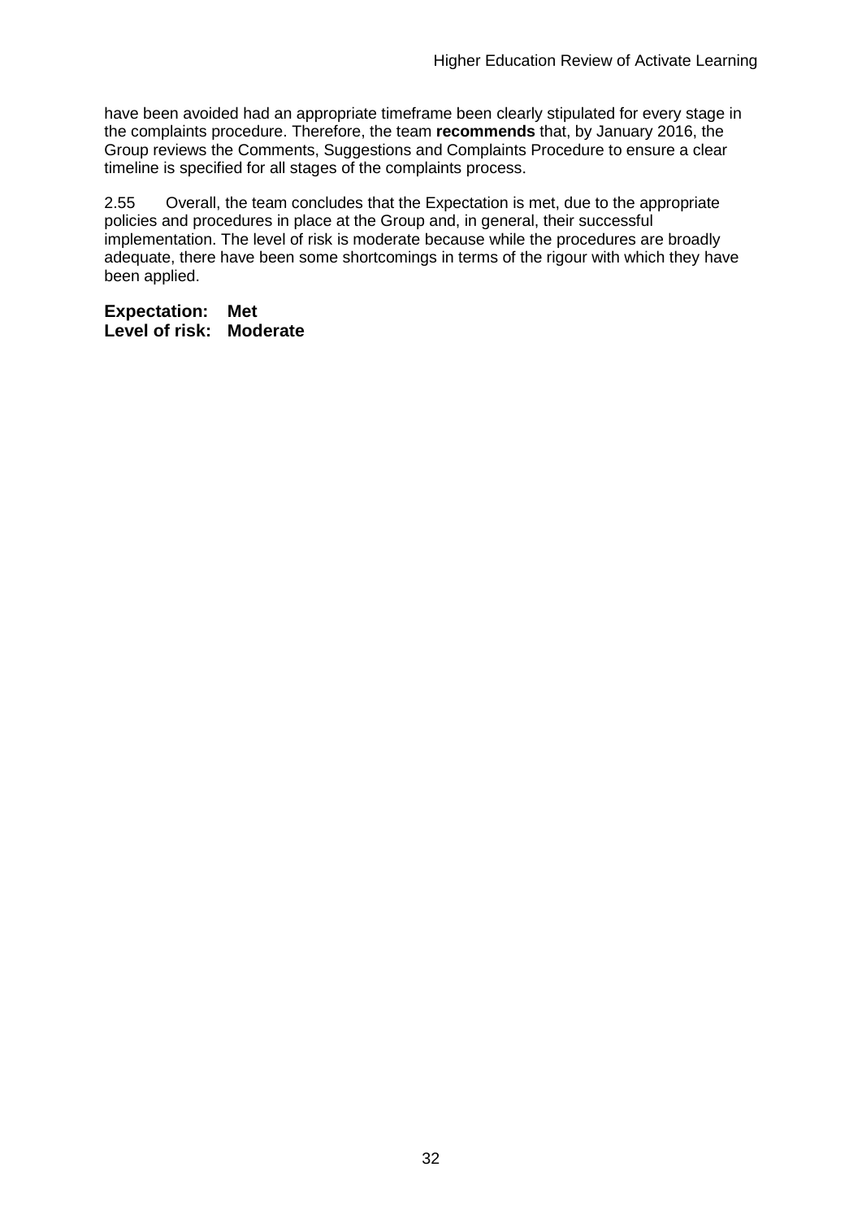have been avoided had an appropriate timeframe been clearly stipulated for every stage in the complaints procedure. Therefore, the team **recommends** that, by January 2016, the Group reviews the Comments, Suggestions and Complaints Procedure to ensure a clear timeline is specified for all stages of the complaints process.

2.55 Overall, the team concludes that the Expectation is met, due to the appropriate policies and procedures in place at the Group and, in general, their successful implementation. The level of risk is moderate because while the procedures are broadly adequate, there have been some shortcomings in terms of the rigour with which they have been applied.

**Expectation: Met**
**Level of risk: Moderate**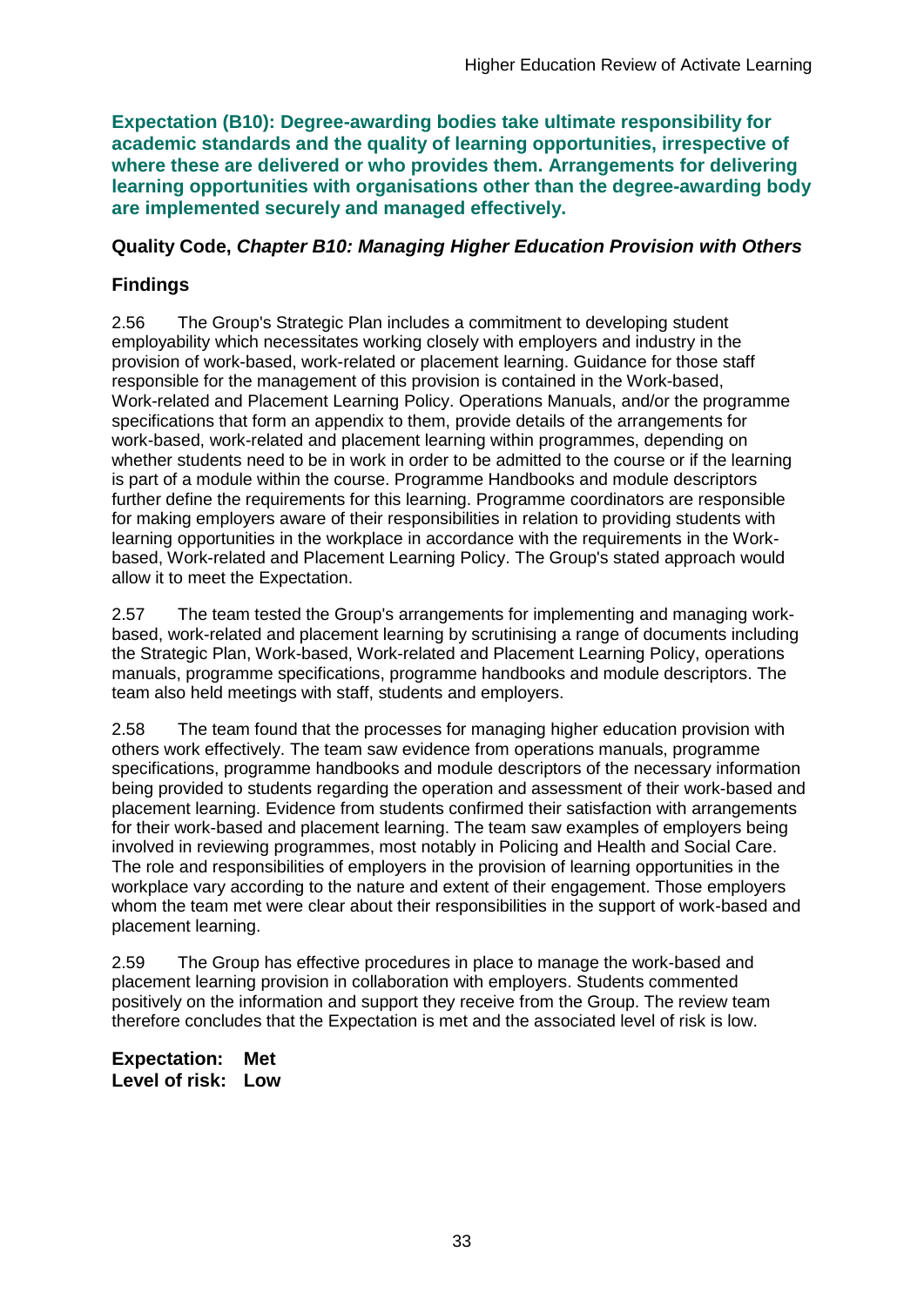**Expectation (B10): Degree-awarding bodies take ultimate responsibility for academic standards and the quality of learning opportunities, irrespective of where these are delivered or who provides them. Arrangements for delivering learning opportunities with organisations other than the degree-awarding body are implemented securely and managed effectively.**

### Quality Code, *Chapter B10: Managing Higher Education Provision with Others*

### Findings

2.56 The Group's Strategic Plan includes a commitment to developing student employability which necessitates working closely with employers and industry in the provision of work-based, work-related or placement learning. Guidance for those staff responsible for the management of this provision is contained in the Work-based, Work-related and Placement Learning Policy. Operations Manuals, and/or the programme specifications that form an appendix to them, provide details of the arrangements for work-based, work-related and placement learning within programmes, depending on whether students need to be in work in order to be admitted to the course or if the learning is part of a module within the course. Programme Handbooks and module descriptors further define the requirements for this learning. Programme coordinators are responsible for making employers aware of their responsibilities in relation to providing students with learning opportunities in the workplace in accordance with the requirements in the Work-based, Work-related and Placement Learning Policy. The Group's stated approach would allow it to meet the Expectation.

2.57 The team tested the Group's arrangements for implementing and managing work-based, work-related and placement learning by scrutinising a range of documents including the Strategic Plan, Work-based, Work-related and Placement Learning Policy, operations manuals, programme specifications, programme handbooks and module descriptors. The team also held meetings with staff, students and employers.

2.58 The team found that the processes for managing higher education provision with others work effectively. The team saw evidence from operations manuals, programme specifications, programme handbooks and module descriptors of the necessary information being provided to students regarding the operation and assessment of their work-based and placement learning. Evidence from students confirmed their satisfaction with arrangements for their work-based and placement learning. The team saw examples of employers being involved in reviewing programmes, most notably in Policing and Health and Social Care. The role and responsibilities of employers in the provision of learning opportunities in the workplace vary according to the nature and extent of their engagement. Those employers whom the team met were clear about their responsibilities in the support of work-based and placement learning.

2.59 The Group has effective procedures in place to manage the work-based and placement learning provision in collaboration with employers. Students commented positively on the information and support they receive from the Group. The review team therefore concludes that the Expectation is met and the associated level of risk is low.

**Expectation: Met**
**Level of risk: Low**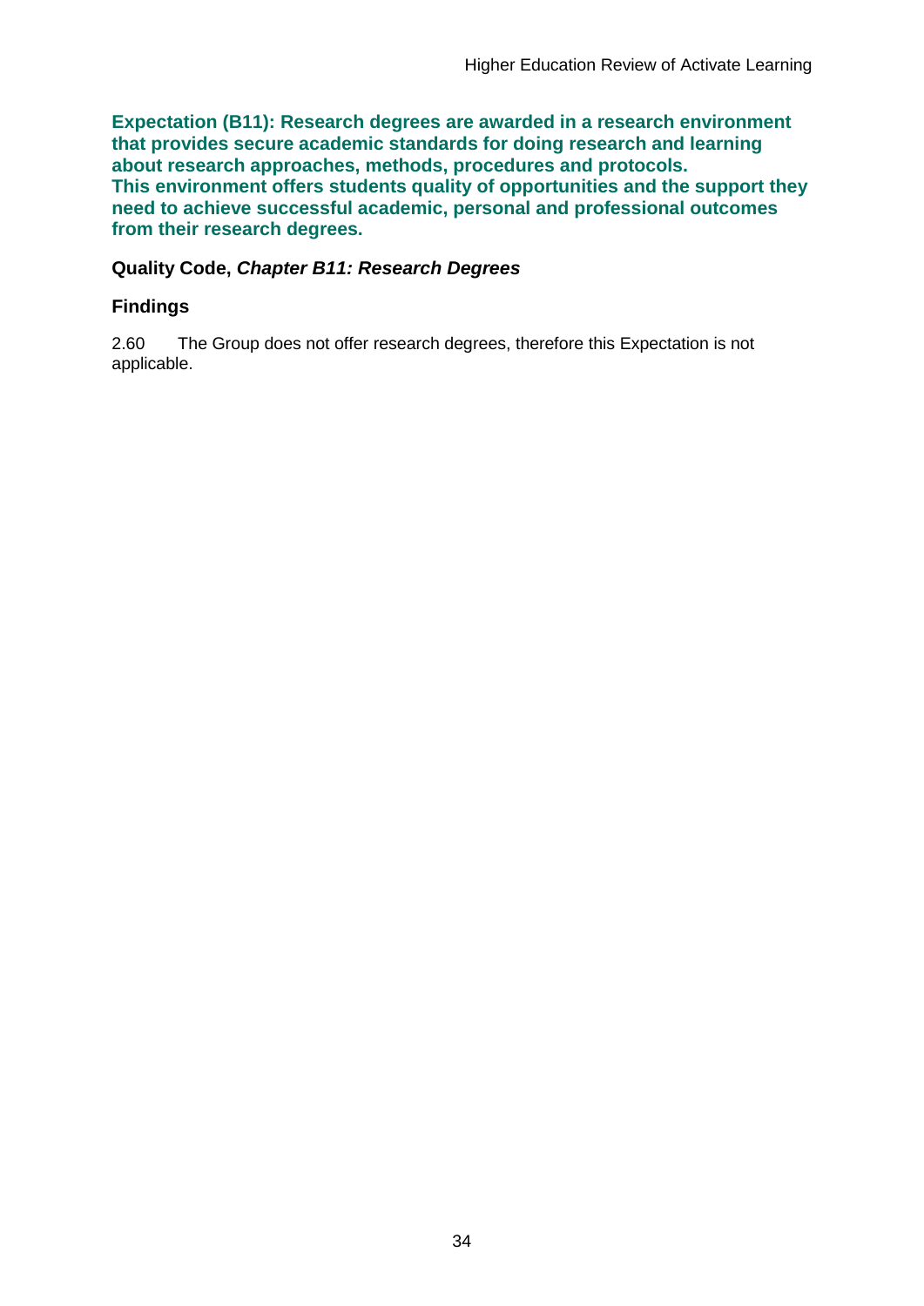**Expectation (B11): Research degrees are awarded in a research environment that provides secure academic standards for doing research and learning about research approaches, methods, procedures and protocols. This environment offers students quality of opportunities and the support they need to achieve successful academic, personal and professional outcomes from their research degrees.**

**Quality Code, *Chapter B11: Research Degrees***

**Findings**

2.60 The Group does not offer research degrees, therefore this Expectation is not applicable.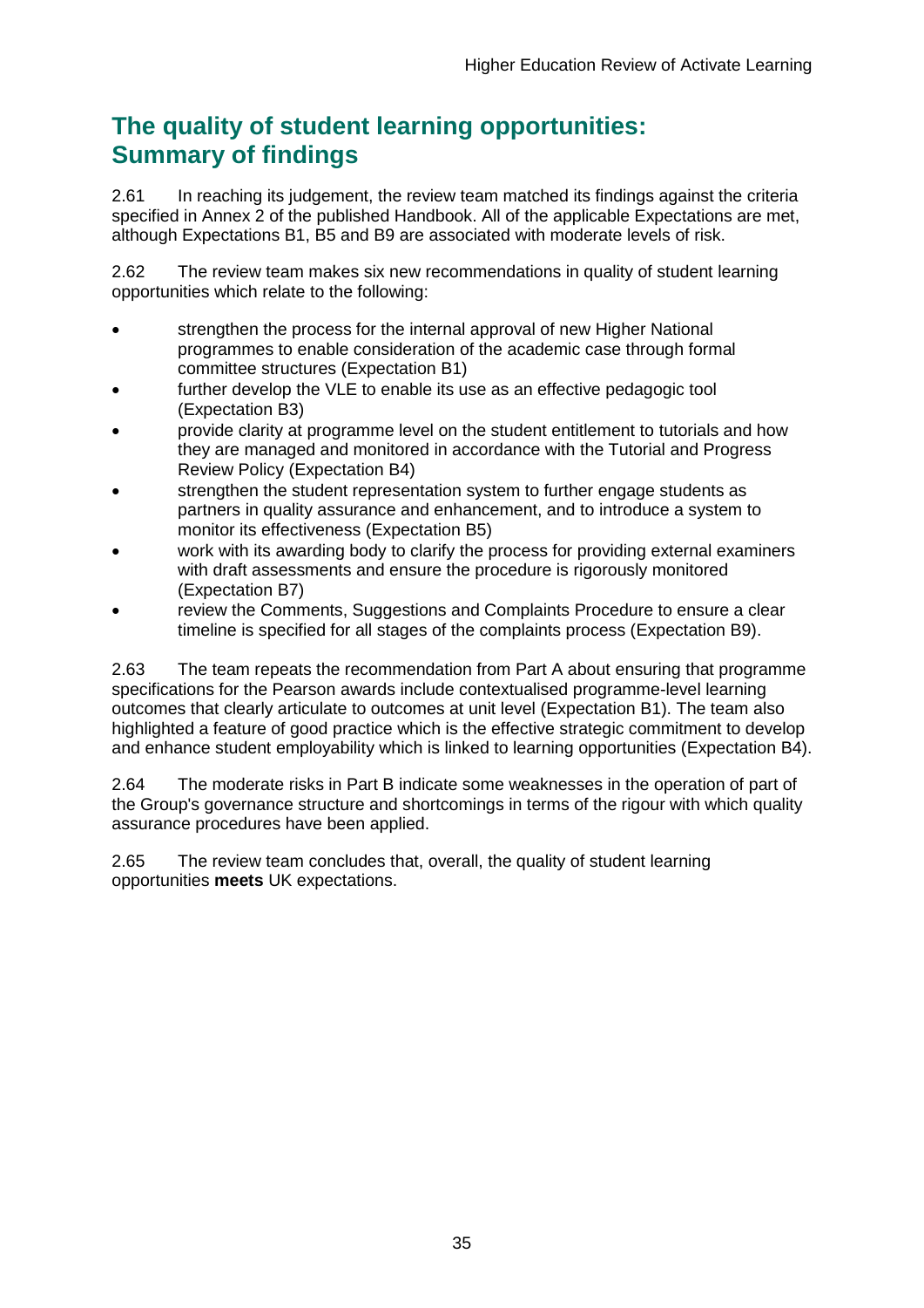## The quality of student learning opportunities: Summary of findings

2.61 In reaching its judgement, the review team matched its findings against the criteria specified in Annex 2 of the published Handbook. All of the applicable Expectations are met, although Expectations B1, B5 and B9 are associated with moderate levels of risk.

2.62 The review team makes six new recommendations in quality of student learning opportunities which relate to the following:

- strengthen the process for the internal approval of new Higher National programmes to enable consideration of the academic case through formal committee structures (Expectation B1)
- further develop the VLE to enable its use as an effective pedagogic tool (Expectation B3)
- provide clarity at programme level on the student entitlement to tutorials and how they are managed and monitored in accordance with the Tutorial and Progress Review Policy (Expectation B4)
- strengthen the student representation system to further engage students as partners in quality assurance and enhancement, and to introduce a system to monitor its effectiveness (Expectation B5)
- work with its awarding body to clarify the process for providing external examiners with draft assessments and ensure the procedure is rigorously monitored (Expectation B7)
- review the Comments, Suggestions and Complaints Procedure to ensure a clear timeline is specified for all stages of the complaints process (Expectation B9).

2.63 The team repeats the recommendation from Part A about ensuring that programme specifications for the Pearson awards include contextualised programme-level learning outcomes that clearly articulate to outcomes at unit level (Expectation B1). The team also highlighted a feature of good practice which is the effective strategic commitment to develop and enhance student employability which is linked to learning opportunities (Expectation B4).

2.64 The moderate risks in Part B indicate some weaknesses in the operation of part of the Group's governance structure and shortcomings in terms of the rigour with which quality assurance procedures have been applied.

2.65 The review team concludes that, overall, the quality of student learning opportunities **meets** UK expectations.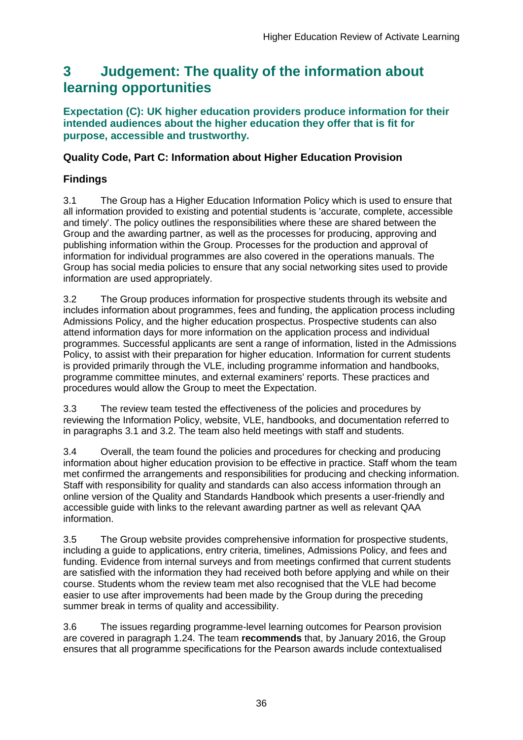# 3 Judgement: The quality of the information about learning opportunities

**Expectation (C): UK higher education providers produce information for their intended audiences about the higher education they offer that is fit for purpose, accessible and trustworthy.**

### Quality Code, Part C: Information about Higher Education Provision

### Findings

3.1 The Group has a Higher Education Information Policy which is used to ensure that all information provided to existing and potential students is 'accurate, complete, accessible and timely'. The policy outlines the responsibilities where these are shared between the Group and the awarding partner, as well as the processes for producing, approving and publishing information within the Group. Processes for the production and approval of information for individual programmes are also covered in the operations manuals. The Group has social media policies to ensure that any social networking sites used to provide information are used appropriately.

3.2 The Group produces information for prospective students through its website and includes information about programmes, fees and funding, the application process including Admissions Policy, and the higher education prospectus. Prospective students can also attend information days for more information on the application process and individual programmes. Successful applicants are sent a range of information, listed in the Admissions Policy, to assist with their preparation for higher education. Information for current students is provided primarily through the VLE, including programme information and handbooks, programme committee minutes, and external examiners' reports. These practices and procedures would allow the Group to meet the Expectation.

3.3 The review team tested the effectiveness of the policies and procedures by reviewing the Information Policy, website, VLE, handbooks, and documentation referred to in paragraphs 3.1 and 3.2. The team also held meetings with staff and students.

3.4 Overall, the team found the policies and procedures for checking and producing information about higher education provision to be effective in practice. Staff whom the team met confirmed the arrangements and responsibilities for producing and checking information. Staff with responsibility for quality and standards can also access information through an online version of the Quality and Standards Handbook which presents a user-friendly and accessible guide with links to the relevant awarding partner as well as relevant QAA information.

3.5 The Group website provides comprehensive information for prospective students, including a guide to applications, entry criteria, timelines, Admissions Policy, and fees and funding. Evidence from internal surveys and from meetings confirmed that current students are satisfied with the information they had received both before applying and while on their course. Students whom the review team met also recognised that the VLE had become easier to use after improvements had been made by the Group during the preceding summer break in terms of quality and accessibility.

3.6 The issues regarding programme-level learning outcomes for Pearson provision are covered in paragraph 1.24. The team **recommends** that, by January 2016, the Group ensures that all programme specifications for the Pearson awards include contextualised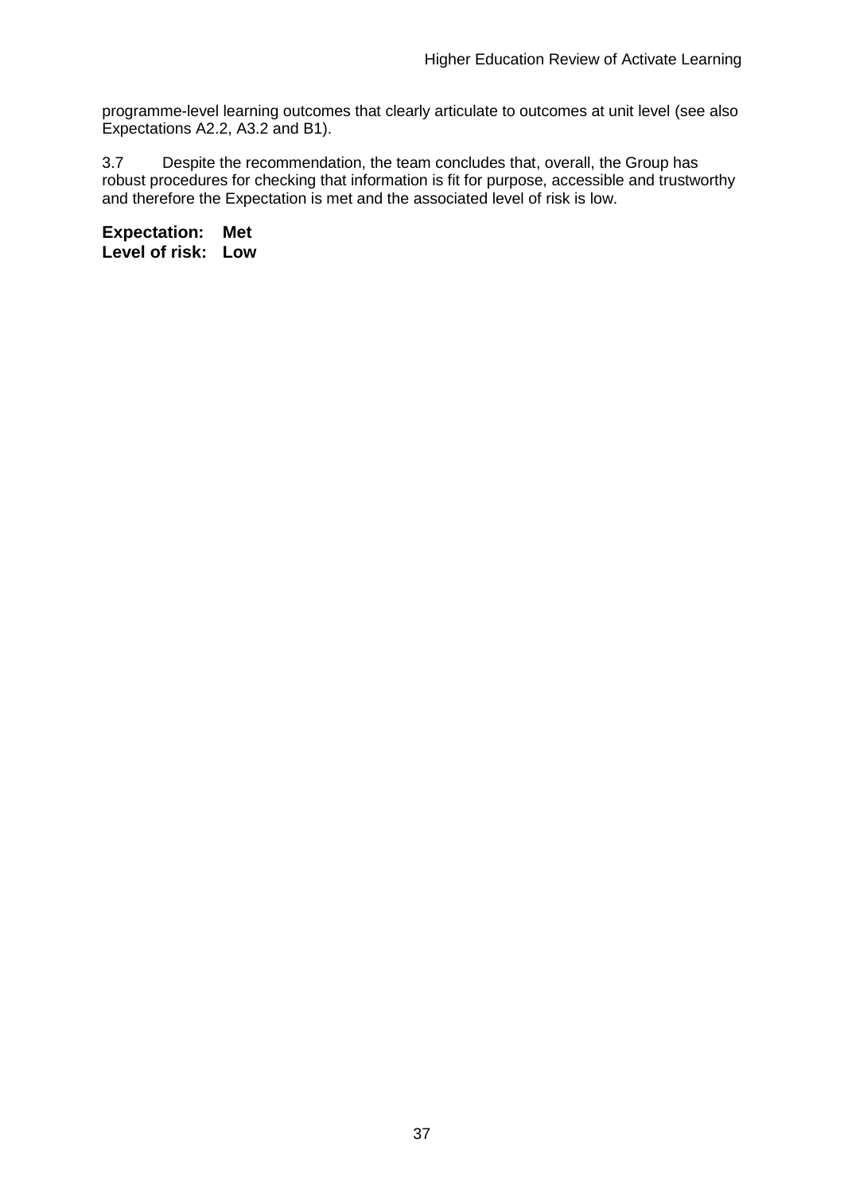programme-level learning outcomes that clearly articulate to outcomes at unit level (see also Expectations A2.2, A3.2 and B1).

3.7 Despite the recommendation, the team concludes that, overall, the Group has robust procedures for checking that information is fit for purpose, accessible and trustworthy and therefore the Expectation is met and the associated level of risk is low.

**Expectation: Met**
**Level of risk: Low**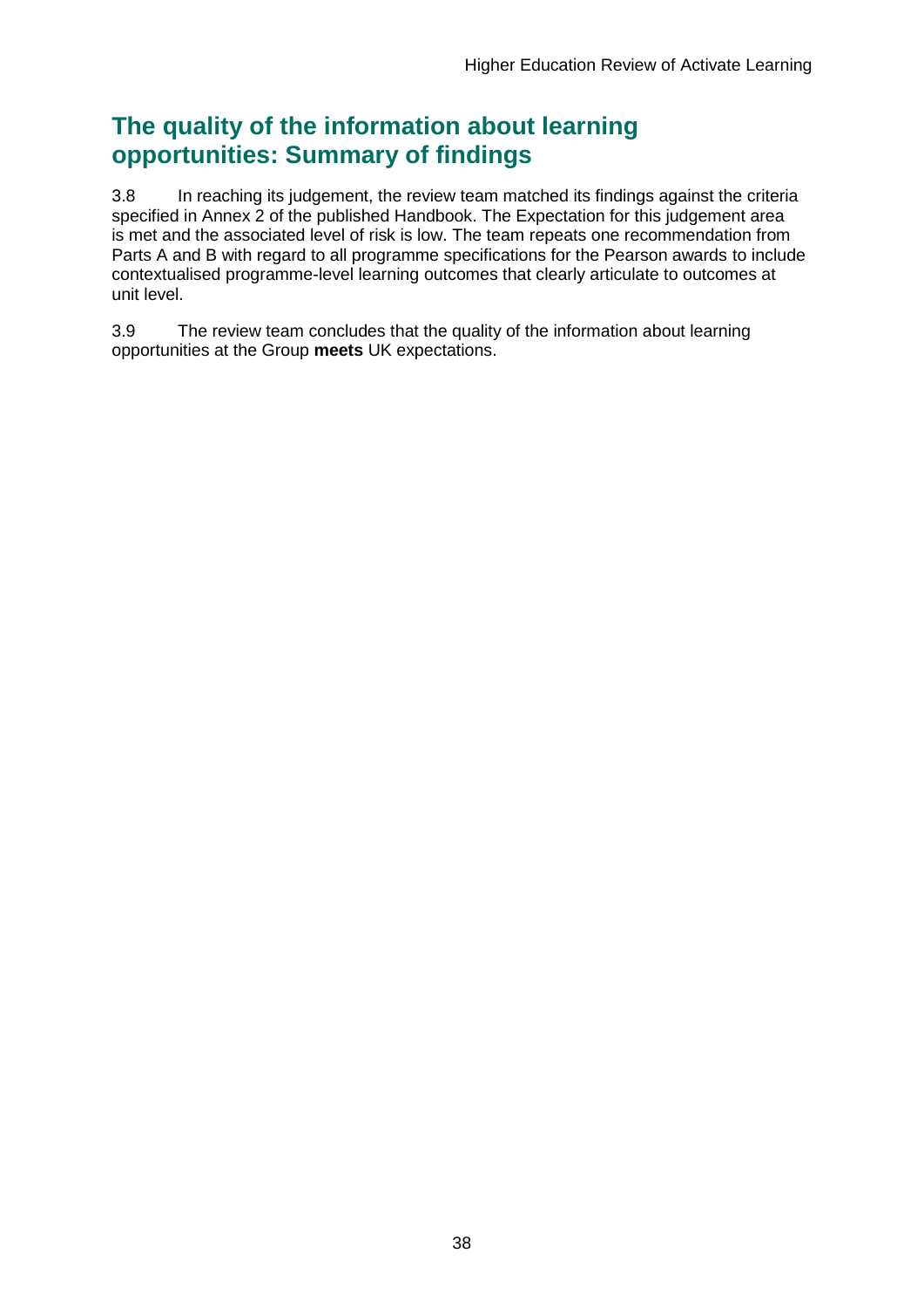## The quality of the information about learning opportunities: Summary of findings

3.8 In reaching its judgement, the review team matched its findings against the criteria specified in Annex 2 of the published Handbook. The Expectation for this judgement area is met and the associated level of risk is low. The team repeats one recommendation from Parts A and B with regard to all programme specifications for the Pearson awards to include contextualised programme-level learning outcomes that clearly articulate to outcomes at unit level.

3.9 The review team concludes that the quality of the information about learning opportunities at the Group **meets** UK expectations.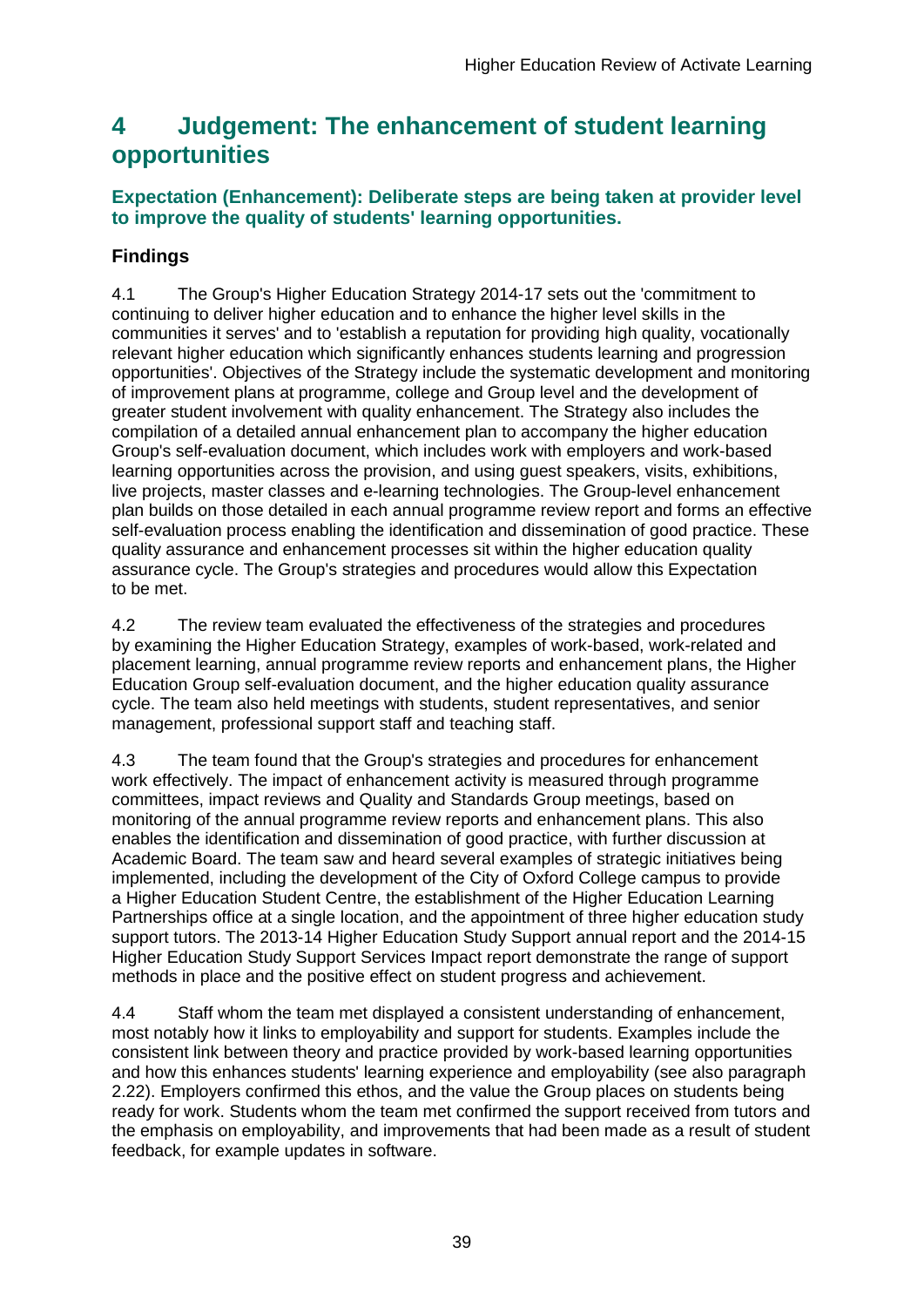## 4 Judgement: The enhancement of student learning opportunities

### Expectation (Enhancement): Deliberate steps are being taken at provider level to improve the quality of students' learning opportunities.

### Findings

4.1 The Group's Higher Education Strategy 2014-17 sets out the 'commitment to continuing to deliver higher education and to enhance the higher level skills in the communities it serves' and to 'establish a reputation for providing high quality, vocationally relevant higher education which significantly enhances students learning and progression opportunities'. Objectives of the Strategy include the systematic development and monitoring of improvement plans at programme, college and Group level and the development of greater student involvement with quality enhancement. The Strategy also includes the compilation of a detailed annual enhancement plan to accompany the higher education Group's self-evaluation document, which includes work with employers and work-based learning opportunities across the provision, and using guest speakers, visits, exhibitions, live projects, master classes and e-learning technologies. The Group-level enhancement plan builds on those detailed in each annual programme review report and forms an effective self-evaluation process enabling the identification and dissemination of good practice. These quality assurance and enhancement processes sit within the higher education quality assurance cycle. The Group's strategies and procedures would allow this Expectation to be met.

4.2 The review team evaluated the effectiveness of the strategies and procedures by examining the Higher Education Strategy, examples of work-based, work-related and placement learning, annual programme review reports and enhancement plans, the Higher Education Group self-evaluation document, and the higher education quality assurance cycle. The team also held meetings with students, student representatives, and senior management, professional support staff and teaching staff.

4.3 The team found that the Group's strategies and procedures for enhancement work effectively. The impact of enhancement activity is measured through programme committees, impact reviews and Quality and Standards Group meetings, based on monitoring of the annual programme review reports and enhancement plans. This also enables the identification and dissemination of good practice, with further discussion at Academic Board. The team saw and heard several examples of strategic initiatives being implemented, including the development of the City of Oxford College campus to provide a Higher Education Student Centre, the establishment of the Higher Education Learning Partnerships office at a single location, and the appointment of three higher education study support tutors. The 2013-14 Higher Education Study Support annual report and the 2014-15 Higher Education Study Support Services Impact report demonstrate the range of support methods in place and the positive effect on student progress and achievement.

4.4 Staff whom the team met displayed a consistent understanding of enhancement, most notably how it links to employability and support for students. Examples include the consistent link between theory and practice provided by work-based learning opportunities and how this enhances students' learning experience and employability (see also paragraph 2.22). Employers confirmed this ethos, and the value the Group places on students being ready for work. Students whom the team met confirmed the support received from tutors and the emphasis on employability, and improvements that had been made as a result of student feedback, for example updates in software.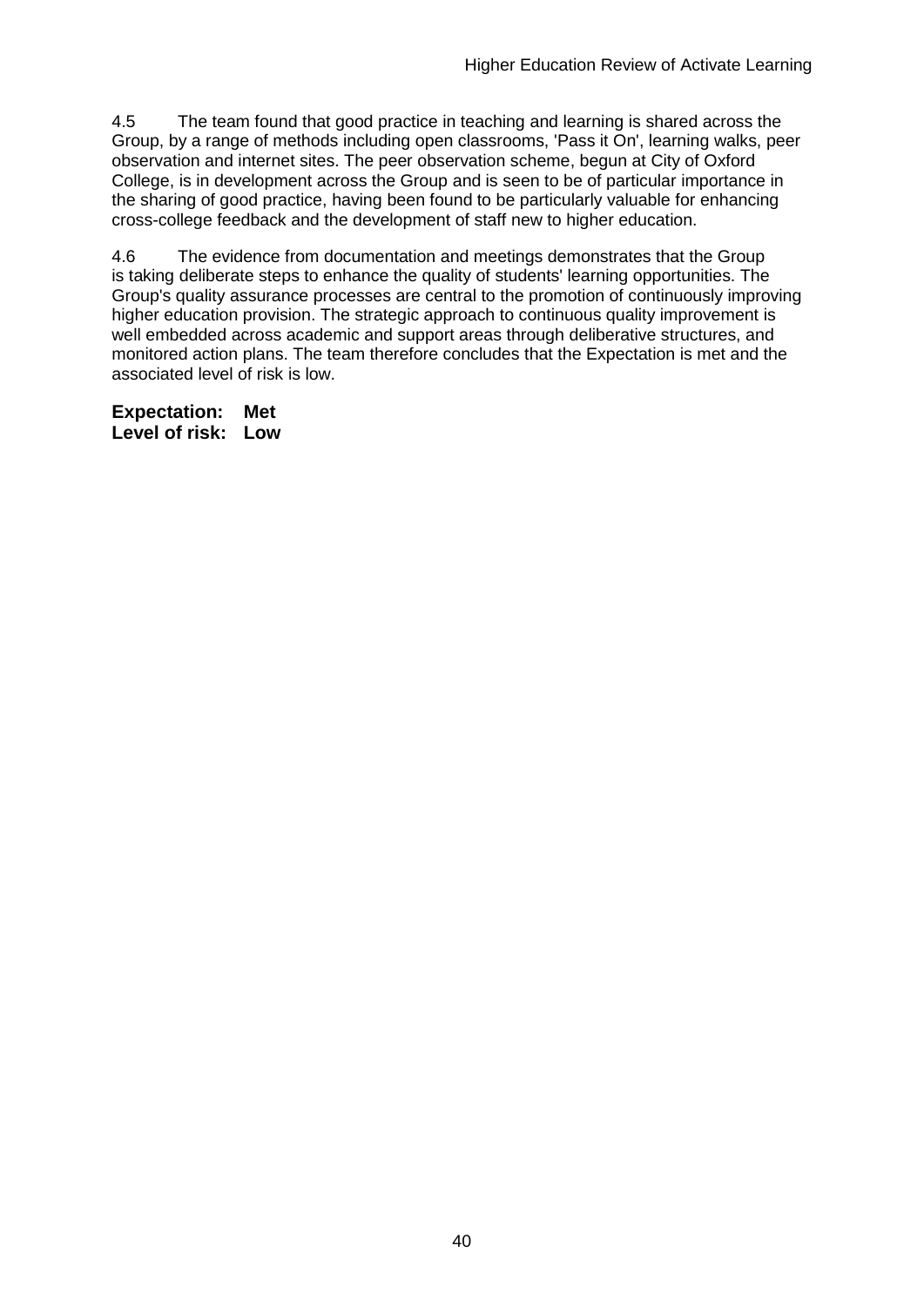4.5 The team found that good practice in teaching and learning is shared across the Group, by a range of methods including open classrooms, 'Pass it On', learning walks, peer observation and internet sites. The peer observation scheme, begun at City of Oxford College, is in development across the Group and is seen to be of particular importance in the sharing of good practice, having been found to be particularly valuable for enhancing cross-college feedback and the development of staff new to higher education.

4.6 The evidence from documentation and meetings demonstrates that the Group is taking deliberate steps to enhance the quality of students' learning opportunities. The Group's quality assurance processes are central to the promotion of continuously improving higher education provision. The strategic approach to continuous quality improvement is well embedded across academic and support areas through deliberative structures, and monitored action plans. The team therefore concludes that the Expectation is met and the associated level of risk is low.

**Expectation: Met**
**Level of risk: Low**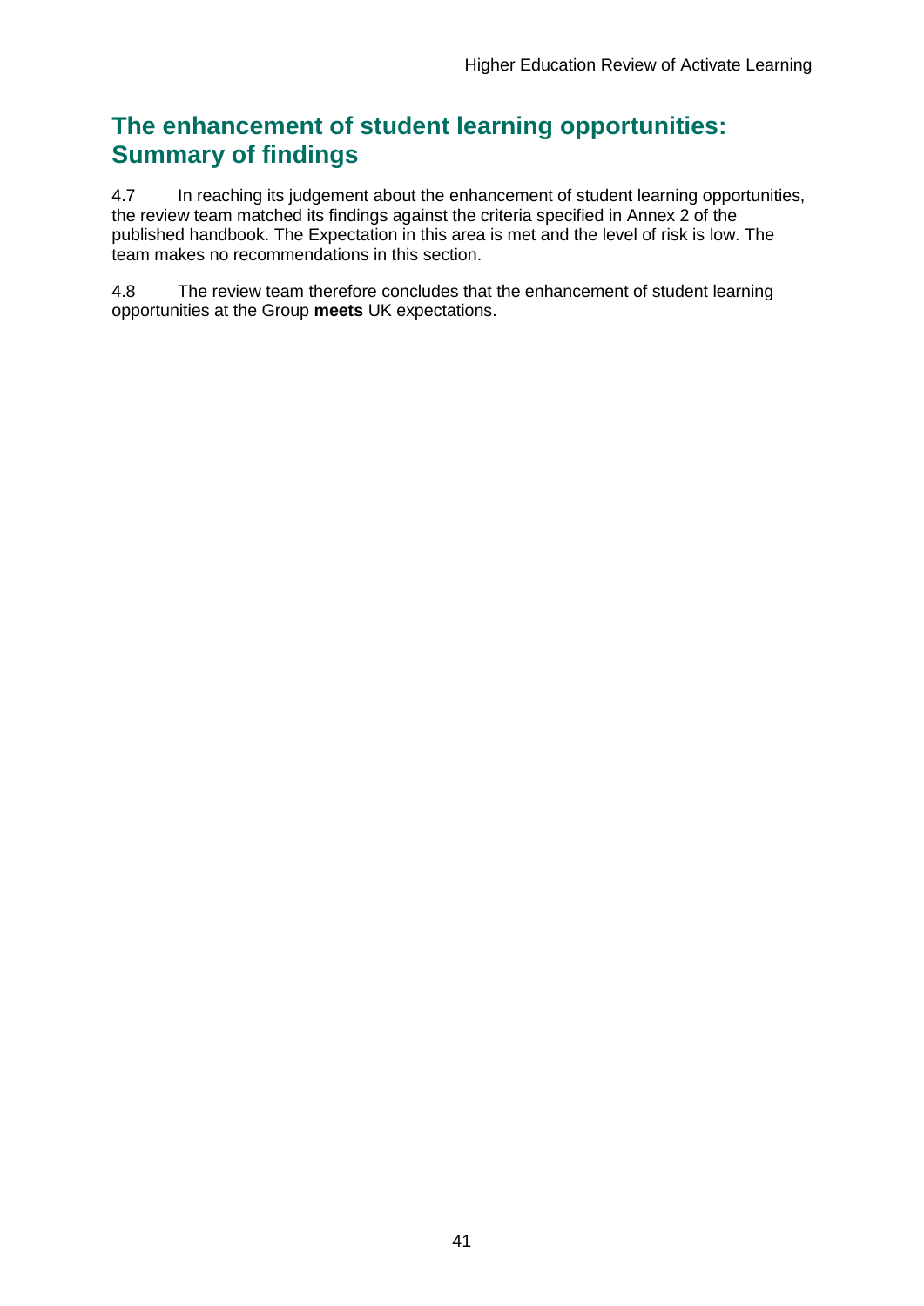## The enhancement of student learning opportunities: Summary of findings

4.7 In reaching its judgement about the enhancement of student learning opportunities, the review team matched its findings against the criteria specified in Annex 2 of the published handbook. The Expectation in this area is met and the level of risk is low. The team makes no recommendations in this section.

4.8 The review team therefore concludes that the enhancement of student learning opportunities at the Group **meets** UK expectations.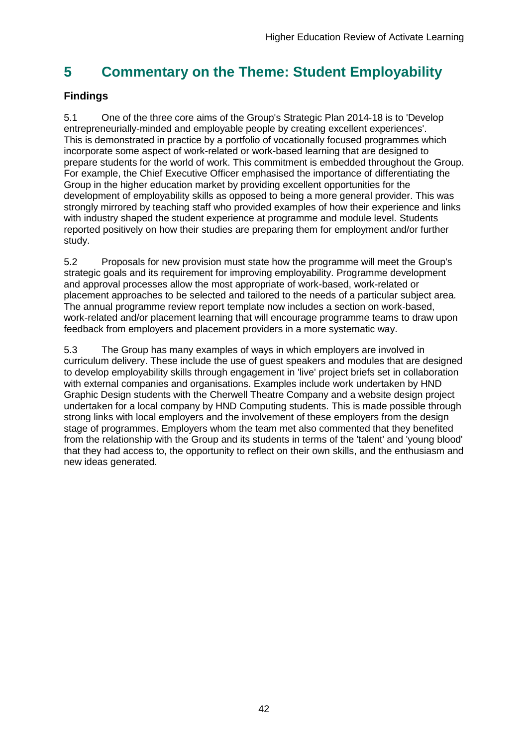# 5 Commentary on the Theme: Student Employability

### Findings

5.1 One of the three core aims of the Group's Strategic Plan 2014-18 is to 'Develop entrepreneurially-minded and employable people by creating excellent experiences'. This is demonstrated in practice by a portfolio of vocationally focused programmes which incorporate some aspect of work-related or work-based learning that are designed to prepare students for the world of work. This commitment is embedded throughout the Group. For example, the Chief Executive Officer emphasised the importance of differentiating the Group in the higher education market by providing excellent opportunities for the development of employability skills as opposed to being a more general provider. This was strongly mirrored by teaching staff who provided examples of how their experience and links with industry shaped the student experience at programme and module level. Students reported positively on how their studies are preparing them for employment and/or further study.

5.2 Proposals for new provision must state how the programme will meet the Group's strategic goals and its requirement for improving employability. Programme development and approval processes allow the most appropriate of work-based, work-related or placement approaches to be selected and tailored to the needs of a particular subject area. The annual programme review report template now includes a section on work-based, work-related and/or placement learning that will encourage programme teams to draw upon feedback from employers and placement providers in a more systematic way.

5.3 The Group has many examples of ways in which employers are involved in curriculum delivery. These include the use of guest speakers and modules that are designed to develop employability skills through engagement in 'live' project briefs set in collaboration with external companies and organisations. Examples include work undertaken by HND Graphic Design students with the Cherwell Theatre Company and a website design project undertaken for a local company by HND Computing students. This is made possible through strong links with local employers and the involvement of these employers from the design stage of programmes. Employers whom the team met also commented that they benefited from the relationship with the Group and its students in terms of the 'talent' and 'young blood' that they had access to, the opportunity to reflect on their own skills, and the enthusiasm and new ideas generated.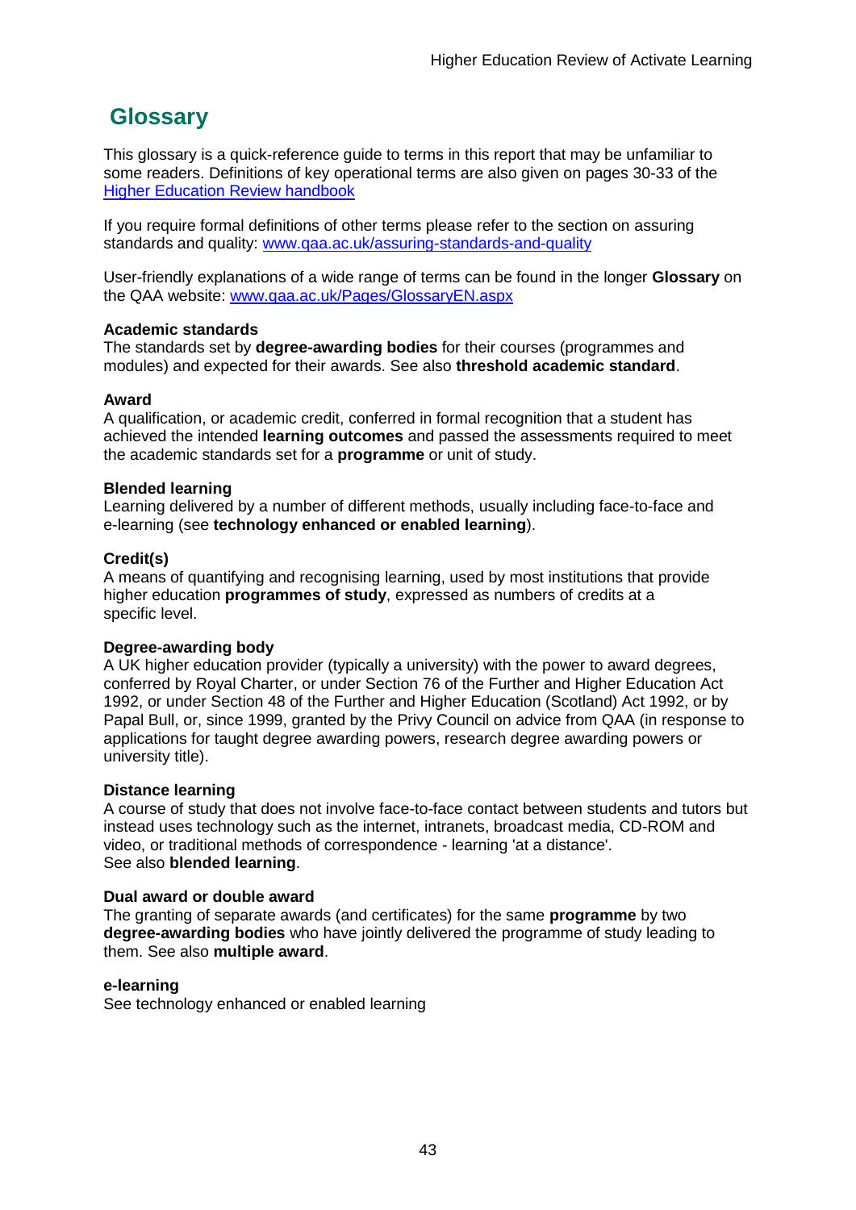## Glossary

This glossary is a quick-reference guide to terms in this report that may be unfamiliar to some readers. Definitions of key operational terms are also given on pages 30-33 of the [Higher Education Review handbook](Higher Education Review handbook)

If you require formal definitions of other terms please refer to the section on assuring standards and quality: [www.qaa.ac.uk/assuring-standards-and-quality](http://www.qaa.ac.uk/assuring-standards-and-quality)

User-friendly explanations of a wide range of terms can be found in the longer **Glossary** on the QAA website: [www.qaa.ac.uk/Pages/GlossaryEN.aspx](http://www.qaa.ac.uk/Pages/GlossaryEN.aspx)

**Academic standards**
The standards set by **degree-awarding bodies** for their courses (programmes and modules) and expected for their awards. See also **threshold academic standard**.

**Award**
A qualification, or academic credit, conferred in formal recognition that a student has achieved the intended **learning outcomes** and passed the assessments required to meet the academic standards set for a **programme** or unit of study.

**Blended learning**
Learning delivered by a number of different methods, usually including face-to-face and e-learning (see **technology enhanced or enabled learning**).

**Credit(s)**
A means of quantifying and recognising learning, used by most institutions that provide higher education **programmes of study**, expressed as numbers of credits at a specific level.

**Degree-awarding body**
A UK higher education provider (typically a university) with the power to award degrees, conferred by Royal Charter, or under Section 76 of the Further and Higher Education Act 1992, or under Section 48 of the Further and Higher Education (Scotland) Act 1992, or by Papal Bull, or, since 1999, granted by the Privy Council on advice from QAA (in response to applications for taught degree awarding powers, research degree awarding powers or university title).

**Distance learning**
A course of study that does not involve face-to-face contact between students and tutors but instead uses technology such as the internet, intranets, broadcast media, CD-ROM and video, or traditional methods of correspondence - learning 'at a distance'.
See also **blended learning**.

**Dual award or double award**
The granting of separate awards (and certificates) for the same **programme** by two **degree-awarding bodies** who have jointly delivered the programme of study leading to them. See also **multiple award**.

**e-learning**
See technology enhanced or enabled learning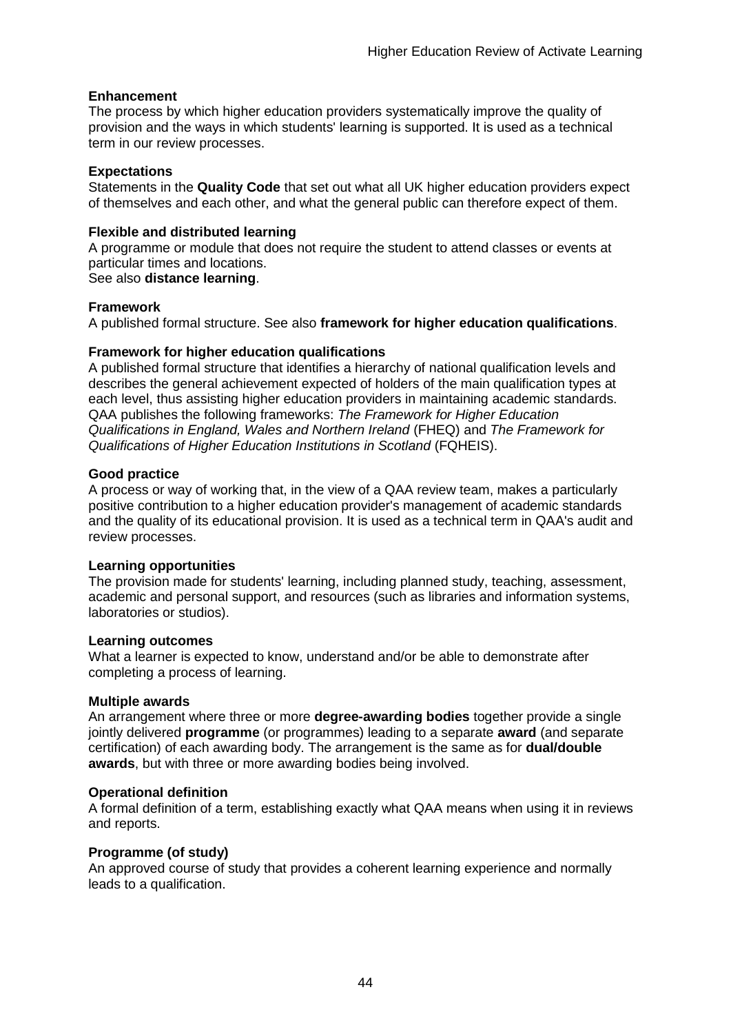**Enhancement**
The process by which higher education providers systematically improve the quality of provision and the ways in which students' learning is supported. It is used as a technical term in our review processes.

**Expectations**
Statements in the **Quality Code** that set out what all UK higher education providers expect of themselves and each other, and what the general public can therefore expect of them.

**Flexible and distributed learning**
A programme or module that does not require the student to attend classes or events at particular times and locations.
See also **distance learning**.

**Framework**
A published formal structure. See also **framework for higher education qualifications**.

**Framework for higher education qualifications**
A published formal structure that identifies a hierarchy of national qualification levels and describes the general achievement expected of holders of the main qualification types at each level, thus assisting higher education providers in maintaining academic standards. QAA publishes the following frameworks: *The Framework for Higher Education Qualifications in England, Wales and Northern Ireland* (FHEQ) and *The Framework for Qualifications of Higher Education Institutions in Scotland* (FQHEIS).

**Good practice**
A process or way of working that, in the view of a QAA review team, makes a particularly positive contribution to a higher education provider's management of academic standards and the quality of its educational provision. It is used as a technical term in QAA's audit and review processes.

**Learning opportunities**
The provision made for students' learning, including planned study, teaching, assessment, academic and personal support, and resources (such as libraries and information systems, laboratories or studios).

**Learning outcomes**
What a learner is expected to know, understand and/or be able to demonstrate after completing a process of learning.

**Multiple awards**
An arrangement where three or more **degree-awarding bodies** together provide a single jointly delivered **programme** (or programmes) leading to a separate **award** (and separate certification) of each awarding body. The arrangement is the same as for **dual/double awards**, but with three or more awarding bodies being involved.

**Operational definition**
A formal definition of a term, establishing exactly what QAA means when using it in reviews and reports.

**Programme (of study)**
An approved course of study that provides a coherent learning experience and normally leads to a qualification.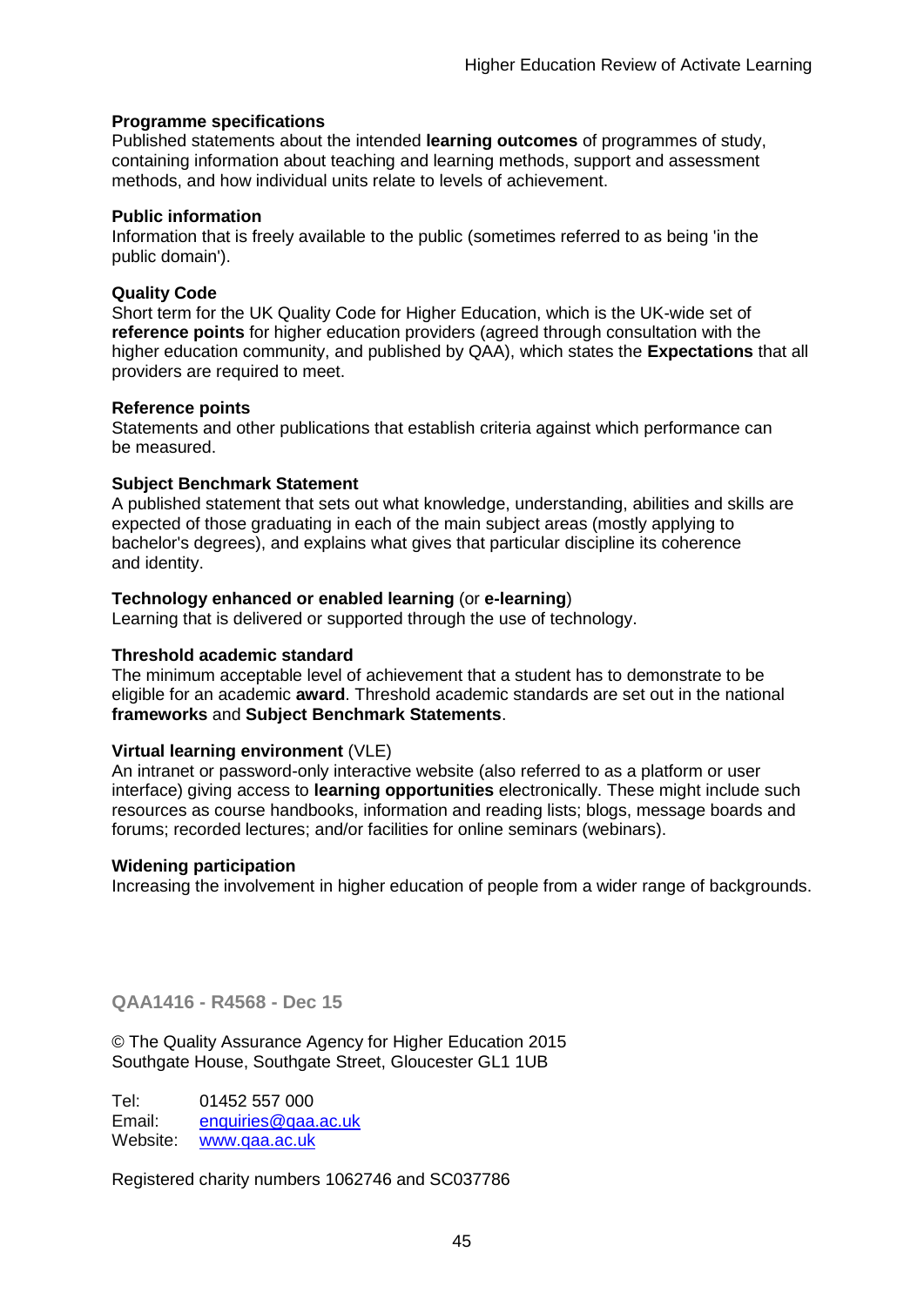**Programme specifications**
Published statements about the intended **learning outcomes** of programmes of study, containing information about teaching and learning methods, support and assessment methods, and how individual units relate to levels of achievement.

**Public information**
Information that is freely available to the public (sometimes referred to as being 'in the public domain').

**Quality Code**
Short term for the UK Quality Code for Higher Education, which is the UK-wide set of **reference points** for higher education providers (agreed through consultation with the higher education community, and published by QAA), which states the **Expectations** that all providers are required to meet.

**Reference points**
Statements and other publications that establish criteria against which performance can be measured.

**Subject Benchmark Statement**
A published statement that sets out what knowledge, understanding, abilities and skills are expected of those graduating in each of the main subject areas (mostly applying to bachelor's degrees), and explains what gives that particular discipline its coherence and identity.

**Technology enhanced or enabled learning** (or **e-learning**)
Learning that is delivered or supported through the use of technology.

**Threshold academic standard**
The minimum acceptable level of achievement that a student has to demonstrate to be eligible for an academic **award**. Threshold academic standards are set out in the national **frameworks** and **Subject Benchmark Statements**.

**Virtual learning environment** (VLE)
An intranet or password-only interactive website (also referred to as a platform or user interface) giving access to **learning opportunities** electronically. These might include such resources as course handbooks, information and reading lists; blogs, message boards and forums; recorded lectures; and/or facilities for online seminars (webinars).

**Widening participation**
Increasing the involvement in higher education of people from a wider range of backgrounds.

**QAA1416 - R4568 - Dec 15**

© The Quality Assurance Agency for Higher Education 2015
Southgate House, Southgate Street, Gloucester GL1 1UB

Tel: 01452 557 000
Email: enquiries@qaa.ac.uk
Website: www.qaa.ac.uk

Registered charity numbers 1062746 and SC037786